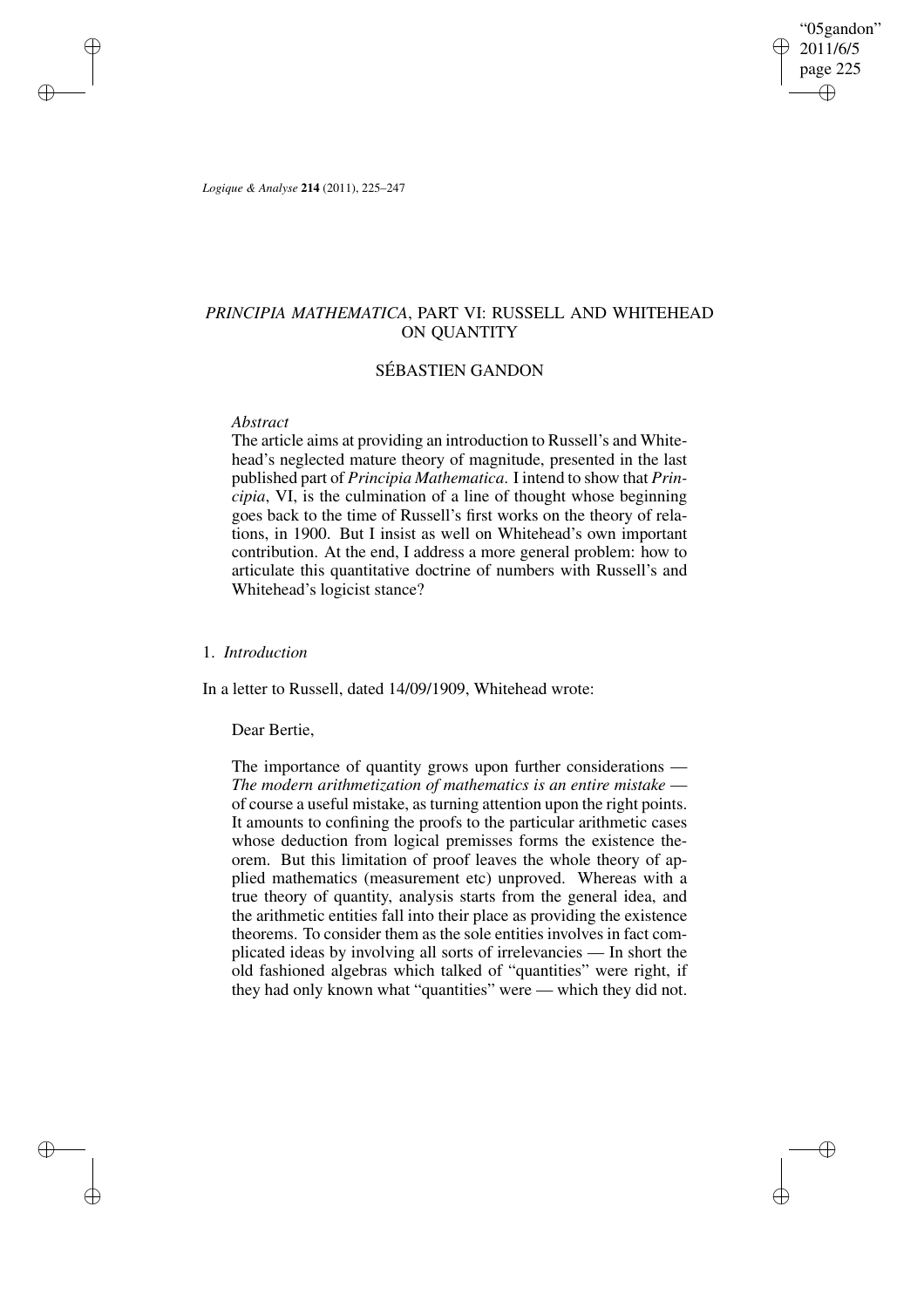# *PRINCIPIA MATHEMATICA*, PART VI: RUSSELL AND WHITEHEAD ON QUANTITY

## SÉBASTIEN GANDON

*Abstract*

The article aims at providing an introduction to Russell's and Whitehead's neglected mature theory of magnitude, presented in the last published part of *Principia Mathematica*. I intend to show that *Principia*, VI, is the culmination of a line of thought whose beginning goes back to the time of Russell's first works on the theory of relations, in 1900. But I insist as well on Whitehead's own important contribution. At the end, I address a more general problem: how to articulate this quantitative doctrine of numbers with Russell's and Whitehead's logicist stance?

## 1. *Introduction*

In a letter to Russell, dated 14/09/1909, Whitehead wrote:

> Dear Bertie,
>
> The importance of quantity grows upon further considerations — *The modern arithmetization of mathematics is an entire mistake* — of course a useful mistake, as turning attention upon the right points. It amounts to confining the proofs to the particular arithmetic cases whose deduction from logical premisses forms the existence theorem. But this limitation of proof leaves the whole theory of applied mathematics (measurement etc) unproved. Whereas with a true theory of quantity, analysis starts from the general idea, and the arithmetic entities fall into their place as providing the existence theorems. To consider them as the sole entities involves in fact complicated ideas by involving all sorts of irrelevancies — In short the old fashioned algebras which talked of "quantities" were right, if they had only known what "quantities" were — which they did not.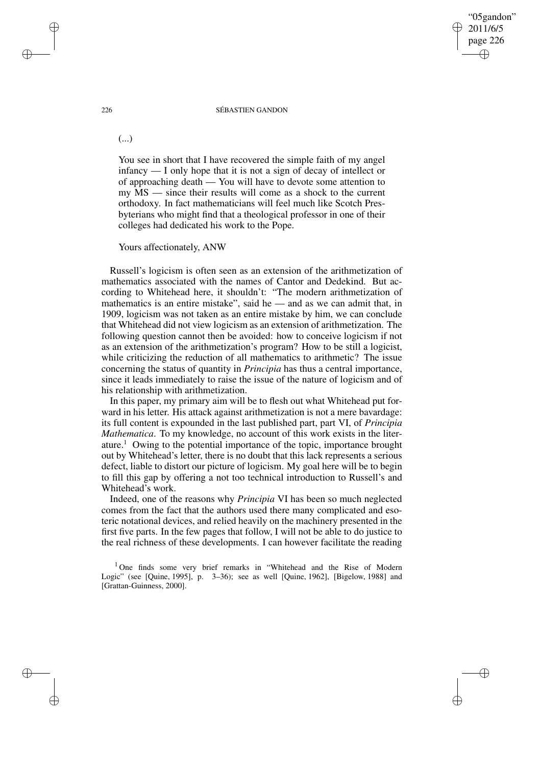(...)

> You see in short that I have recovered the simple faith of my angel infancy — I only hope that it is not a sign of decay of intellect or of approaching death — You will have to devote some attention to my MS — since their results will come as a shock to the current orthodoxy. In fact mathematicians will feel much like Scotch Presbyterians who might find that a theological professor in one of their colleges had dedicated his work to the Pope.
>
> Yours affectionately, ANW

Russell's logicism is often seen as an extension of the arithmetization of mathematics associated with the names of Cantor and Dedekind. But according to Whitehead here, it shouldn't: "The modern arithmetization of mathematics is an entire mistake", said he — and as we can admit that, in 1909, logicism was not taken as an entire mistake by him, we can conclude that Whitehead did not view logicism as an extension of arithmetization. The following question cannot then be avoided: how to conceive logicism if not as an extension of the arithmetization's program? How to be still a logicist, while criticizing the reduction of all mathematics to arithmetic? The issue concerning the status of quantity in *Principia* has thus a central importance, since it leads immediately to raise the issue of the nature of logicism and of his relationship with arithmetization.

In this paper, my primary aim will be to flesh out what Whitehead put forward in his letter. His attack against arithmetization is not a mere bavardage: its full content is expounded in the last published part, part VI, of *Principia Mathematica*. To my knowledge, no account of this work exists in the literature.[1] Owing to the potential importance of the topic, importance brought out by Whitehead's letter, there is no doubt that this lack represents a serious defect, liable to distort our picture of logicism. My goal here will be to begin to fill this gap by offering a not too technical introduction to Russell's and Whitehead's work.

Indeed, one of the reasons why *Principia* VI has been so much neglected comes from the fact that the authors used there many complicated and esoteric notational devices, and relied heavily on the machinery presented in the first five parts. In the few pages that follow, I will not be able to do justice to the real richness of these developments. I can however facilitate the reading

[1] One finds some very brief remarks in "Whitehead and the Rise of Modern Logic" (see [Quine, 1995], p. 3–36); see as well [Quine, 1962], [Bigelow, 1988] and [Grattan-Guinness, 2000].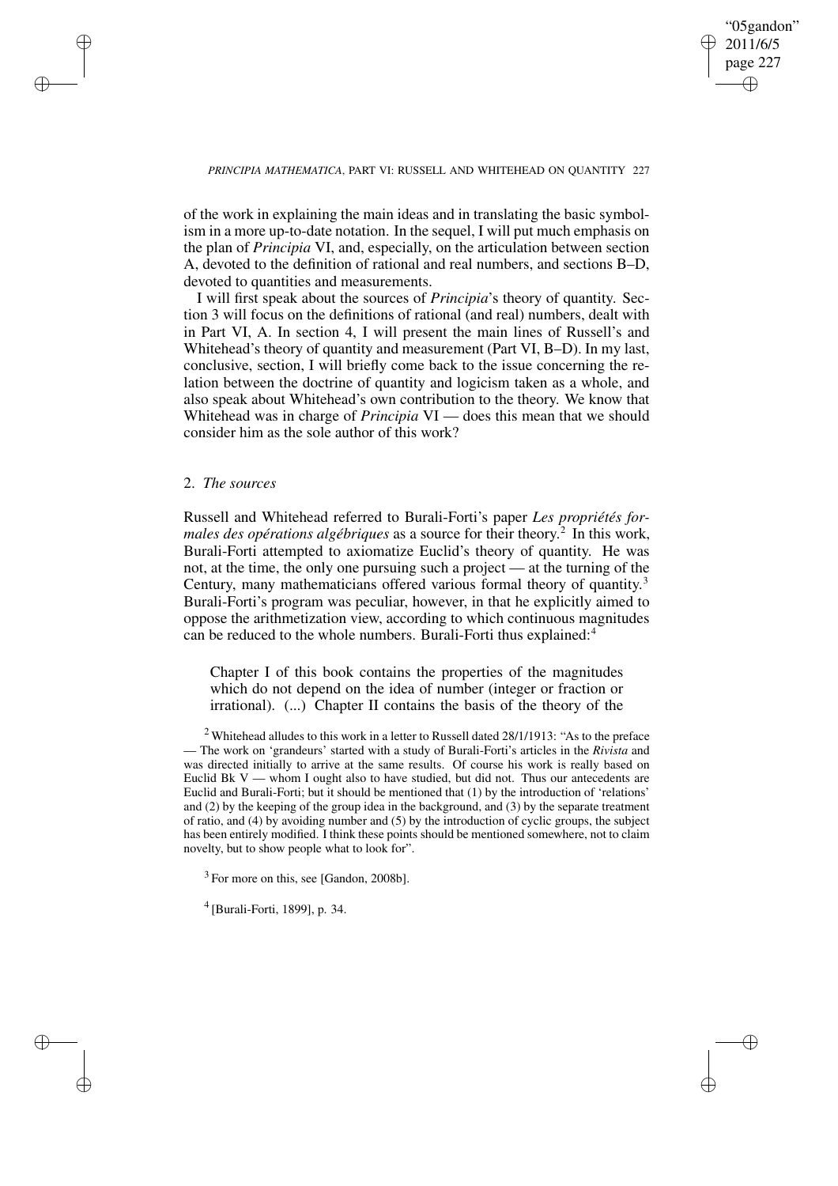of the work in explaining the main ideas and in translating the basic symbolism in a more up-to-date notation. In the sequel, I will put much emphasis on the plan of *Principia* VI, and, especially, on the articulation between section A, devoted to the definition of rational and real numbers, and sections B–D, devoted to quantities and measurements.

I will first speak about the sources of *Principia*'s theory of quantity. Section 3 will focus on the definitions of rational (and real) numbers, dealt with in Part VI, A. In section 4, I will present the main lines of Russell's and Whitehead's theory of quantity and measurement (Part VI, B–D). In my last, conclusive, section, I will briefly come back to the issue concerning the relation between the doctrine of quantity and logicism taken as a whole, and also speak about Whitehead's own contribution to the theory. We know that Whitehead was in charge of *Principia* VI — does this mean that we should consider him as the sole author of this work?

## 2. *The sources*

Russell and Whitehead referred to Burali-Forti's paper *Les propriétés formales des opérations algébriques* as a source for their theory.[2] In this work, Burali-Forti attempted to axiomatize Euclid's theory of quantity. He was not, at the time, the only one pursuing such a project — at the turning of the Century, many mathematicians offered various formal theory of quantity.[3] Burali-Forti's program was peculiar, however, in that he explicitly aimed to oppose the arithmetization view, according to which continuous magnitudes can be reduced to the whole numbers. Burali-Forti thus explained:[4]

> Chapter I of this book contains the properties of the magnitudes which do not depend on the idea of number (integer or fraction or irrational). (...) Chapter II contains the basis of the theory of the

[2] Whitehead alludes to this work in a letter to Russell dated 28/1/1913: "As to the preface — The work on 'grandeurs' started with a study of Burali-Forti's articles in the *Rivista* and was directed initially to arrive at the same results. Of course his work is really based on Euclid Bk V — whom I ought also to have studied, but did not. Thus our antecedents are Euclid and Burali-Forti; but it should be mentioned that (1) by the introduction of 'relations' and (2) by the keeping of the group idea in the background, and (3) by the separate treatment of ratio, and (4) by avoiding number and (5) by the introduction of cyclic groups, the subject has been entirely modified. I think these points should be mentioned somewhere, not to claim novelty, but to show people what to look for".

[3] For more on this, see [Gandon, 2008b].

[4] [Burali-Forti, 1899], p. 34.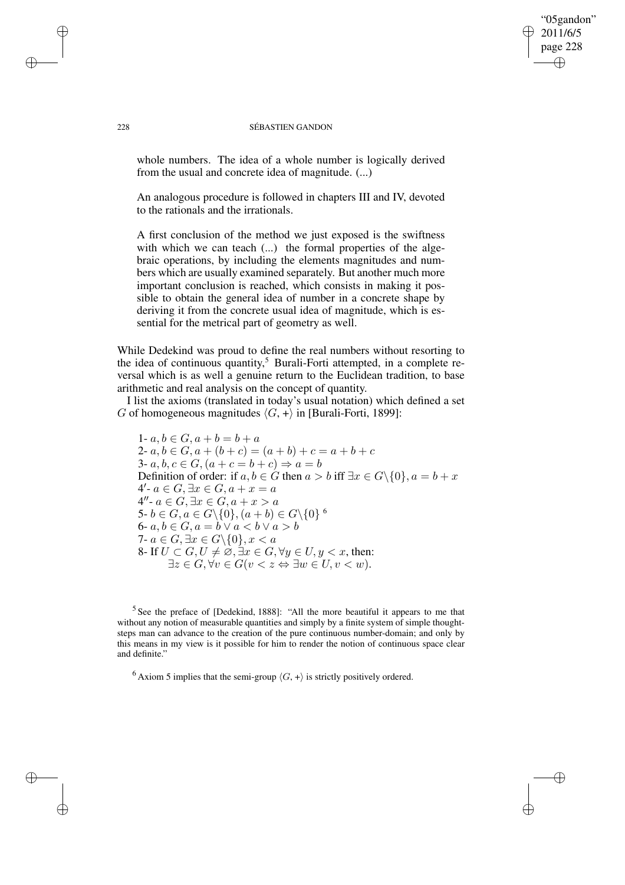> whole numbers. The idea of a whole number is logically derived from the usual and concrete idea of magnitude. (...)
>
> An analogous procedure is followed in chapters III and IV, devoted to the rationals and the irrationals.
>
> A first conclusion of the method we just exposed is the swiftness with which we can teach (...) the formal properties of the algebraic operations, by including the elements magnitudes and numbers which are usually examined separately. But another much more important conclusion is reached, which consists in making it possible to obtain the general idea of number in a concrete shape by deriving it from the concrete usual idea of magnitude, which is essential for the metrical part of geometry as well.

While Dedekind was proud to define the real numbers without resorting to the idea of continuous quantity,[5] Burali-Forti attempted, in a complete reversal which is as well a genuine return to the Euclidean tradition, to base arithmetic and real analysis on the concept of quantity.

I list the axioms (translated in today's usual notation) which defined a set $G$ of homogeneous magnitudes $\langle G, +\rangle$ in [Burali-Forti, 1899]:

1- $a, b \in G, a + b = b + a$
2- $a, b \in G, a + (b + c) = (a + b) + c = a + b + c$
3- $a, b, c \in G, (a + c = b + c) \Rightarrow a = b$
Definition of order: if $a, b \in G$ then $a > b$ iff $\exists x \in G\backslash\{0\}, a = b + x$
4′- $a \in G, \exists x \in G, a + x = a$
4″- $a \in G, \exists x \in G, a + x > a$
5- $b \in G, a \in G\backslash\{0\}, (a + b) \in G\backslash\{0\}$ [6]
6- $a, b \in G, a = b \vee a < b \vee a > b$
7- $a \in G, \exists x \in G\backslash\{0\}, x < a$
8- If $U \subset G, U \neq \varnothing, \exists x \in G, \forall y \in U, y < x$, then:
$\exists z \in G, \forall v \in G(v < z \Leftrightarrow \exists w \in U, v < w)$.

[5] See the preface of [Dedekind, 1888]: "All the more beautiful it appears to me that without any notion of measurable quantities and simply by a finite system of simple thought-steps man can advance to the creation of the pure continuous number-domain; and only by this means in my view is it possible for him to render the notion of continuous space clear and definite."

[6] Axiom 5 implies that the semi-group $\langle G, +\rangle$ is strictly positively ordered.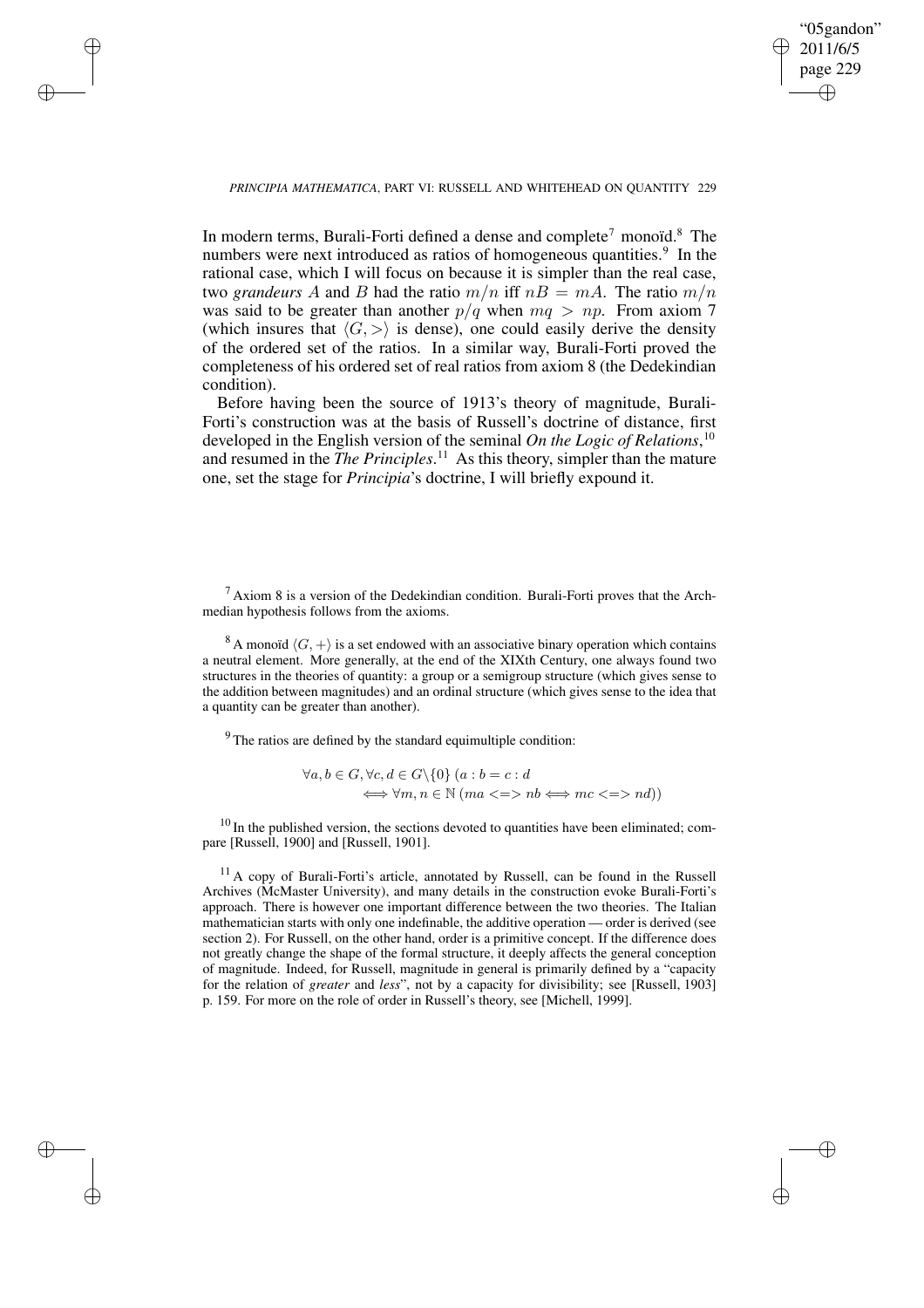In modern terms, Burali-Forti defined a dense and complete[7] monoïd.[8] The numbers were next introduced as ratios of homogeneous quantities.[9] In the rational case, which I will focus on because it is simpler than the real case, two *grandeurs* $A$ and $B$ had the ratio $m/n$ iff $nB = mA$. The ratio $m/n$ was said to be greater than another $p/q$ when $mq > np$. From axiom 7 (which insures that $\langle G, > \rangle$ is dense), one could easily derive the density of the ordered set of the ratios. In a similar way, Burali-Forti proved the completeness of his ordered set of real ratios from axiom 8 (the Dedekindian condition).

Before having been the source of 1913's theory of magnitude, Burali-Forti's construction was at the basis of Russell's doctrine of distance, first developed in the English version of the seminal *On the Logic of Relations*,[10] and resumed in the *The Principles*.[11] As this theory, simpler than the mature one, set the stage for *Principia*'s doctrine, I will briefly expound it.

---

[7] Axiom 8 is a version of the Dedekindian condition. Burali-Forti proves that the Archmedian hypothesis follows from the axioms.

[8] A monoïd $\langle G, + \rangle$ is a set endowed with an associative binary operation which contains a neutral element. More generally, at the end of the XIXth Century, one always found two structures in the theories of quantity: a group or a semigroup structure (which gives sense to the addition between magnitudes) and an ordinal structure (which gives sense to the idea that a quantity can be greater than another).

[9] The ratios are defined by the standard equimultiple condition:

$$\forall a, b \in G, \forall c, d \in G \backslash \{0\} \; (a : b = c : d$$
$$\iff \forall m, n \in \mathbb{N} \; (ma <=> nb \iff mc <=> nd))$$

[10] In the published version, the sections devoted to quantities have been eliminated; compare [Russell, 1900] and [Russell, 1901].

[11] A copy of Burali-Forti's article, annotated by Russell, can be found in the Russell Archives (McMaster University), and many details in the construction evoke Burali-Forti's approach. There is however one important difference between the two theories. The Italian mathematician starts with only one indefinable, the additive operation — order is derived (see section 2). For Russell, on the other hand, order is a primitive concept. If the difference does not greatly change the shape of the formal structure, it deeply affects the general conception of magnitude. Indeed, for Russell, magnitude in general is primarily defined by a "capacity for the relation of *greater* and *less*", not by a capacity for divisibility; see [Russell, 1903] p. 159. For more on the role of order in Russell's theory, see [Michell, 1999].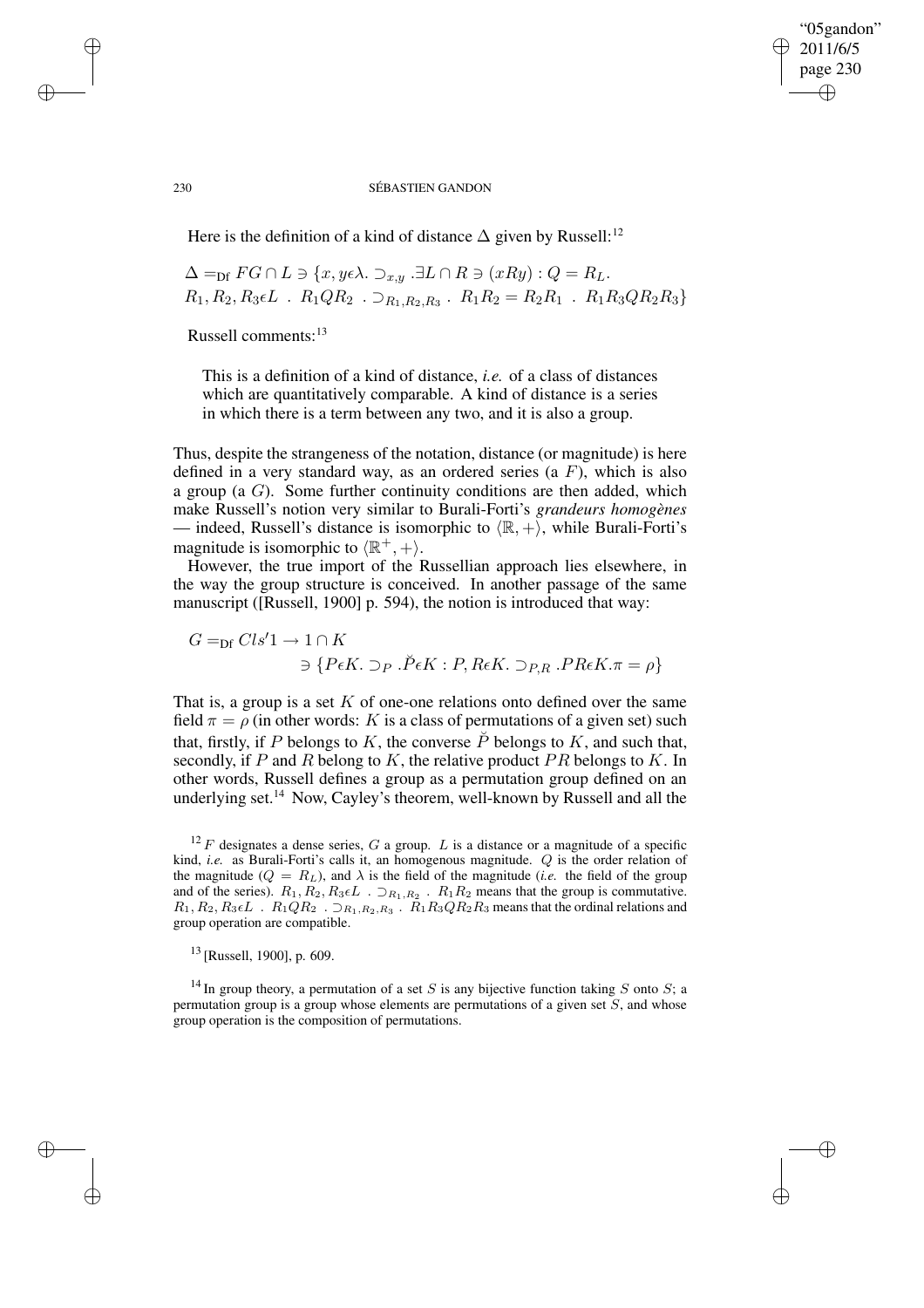Here is the definition of a kind of distance $\Delta$ given by Russell:[12]

$$\Delta =_{\text{Df}} FG \cap L \ni \{x, y\epsilon\lambda. \supset_{x,y} .\exists L \cap R \ni (xRy) : Q = R_L.$$
$$R_1, R_2, R_3 \epsilon L \ . \ R_1 Q R_2 \ . \supset_{R_1,R_2,R_3} . \ R_1 R_2 = R_2 R_1 \ . \ R_1 R_3 Q R_2 R_3\}$$

Russell comments:[13]

> This is a definition of a kind of distance, *i.e.* of a class of distances which are quantitatively comparable. A kind of distance is a series in which there is a term between any two, and it is also a group.

Thus, despite the strangeness of the notation, distance (or magnitude) is here defined in a very standard way, as an ordered series (a $F$), which is also a group (a $G$). Some further continuity conditions are then added, which make Russell's notion very similar to Burali-Forti's *grandeurs homogènes* — indeed, Russell's distance is isomorphic to $\langle \mathbb{R}, + \rangle$, while Burali-Forti's magnitude is isomorphic to $\langle \mathbb{R}^+, + \rangle$.

However, the true import of the Russellian approach lies elsewhere, in the way the group structure is conceived. In another passage of the same manuscript ([Russell, 1900] p. 594), the notion is introduced that way:

$$G =_{\text{Df}} Cls'1 \to 1 \cap K$$
$$\ni \{P\epsilon K. \supset_P .\breve{P}\epsilon K : P, R\epsilon K. \supset_{P,R} .PR\epsilon K.\pi = \rho\}$$

That is, a group is a set $K$ of one-one relations onto defined over the same field $\pi = \rho$ (in other words: $K$ is a class of permutations of a given set) such that, firstly, if $P$ belongs to $K$, the converse $\breve{P}$ belongs to $K$, and such that, secondly, if $P$ and $R$ belong to $K$, the relative product $PR$ belongs to $K$. In other words, Russell defines a group as a permutation group defined on an underlying set.[14] Now, Cayley's theorem, well-known by Russell and all the

---

[12] $F$ designates a dense series, $G$ a group. $L$ is a distance or a magnitude of a specific kind, *i.e.* as Burali-Forti's calls it, an homogenous magnitude. $Q$ is the order relation of the magnitude ($Q = R_L$), and $\lambda$ is the field of the magnitude (*i.e.* the field of the group and of the series). $R_1, R_2, R_3 \epsilon L \ . \supset_{R_1,R_2} . \ R_1 R_2$ means that the group is commutative. $R_1, R_2, R_3 \epsilon L \ . \ R_1 Q R_2 \ . \supset_{R_1,R_2,R_3} . \ R_1 R_3 Q R_2 R_3$ means that the ordinal relations and group operation are compatible.

[13] [Russell, 1900], p. 609.

[14] In group theory, a permutation of a set $S$ is any bijective function taking $S$ onto $S$; a permutation group is a group whose elements are permutations of a given set $S$, and whose group operation is the composition of permutations.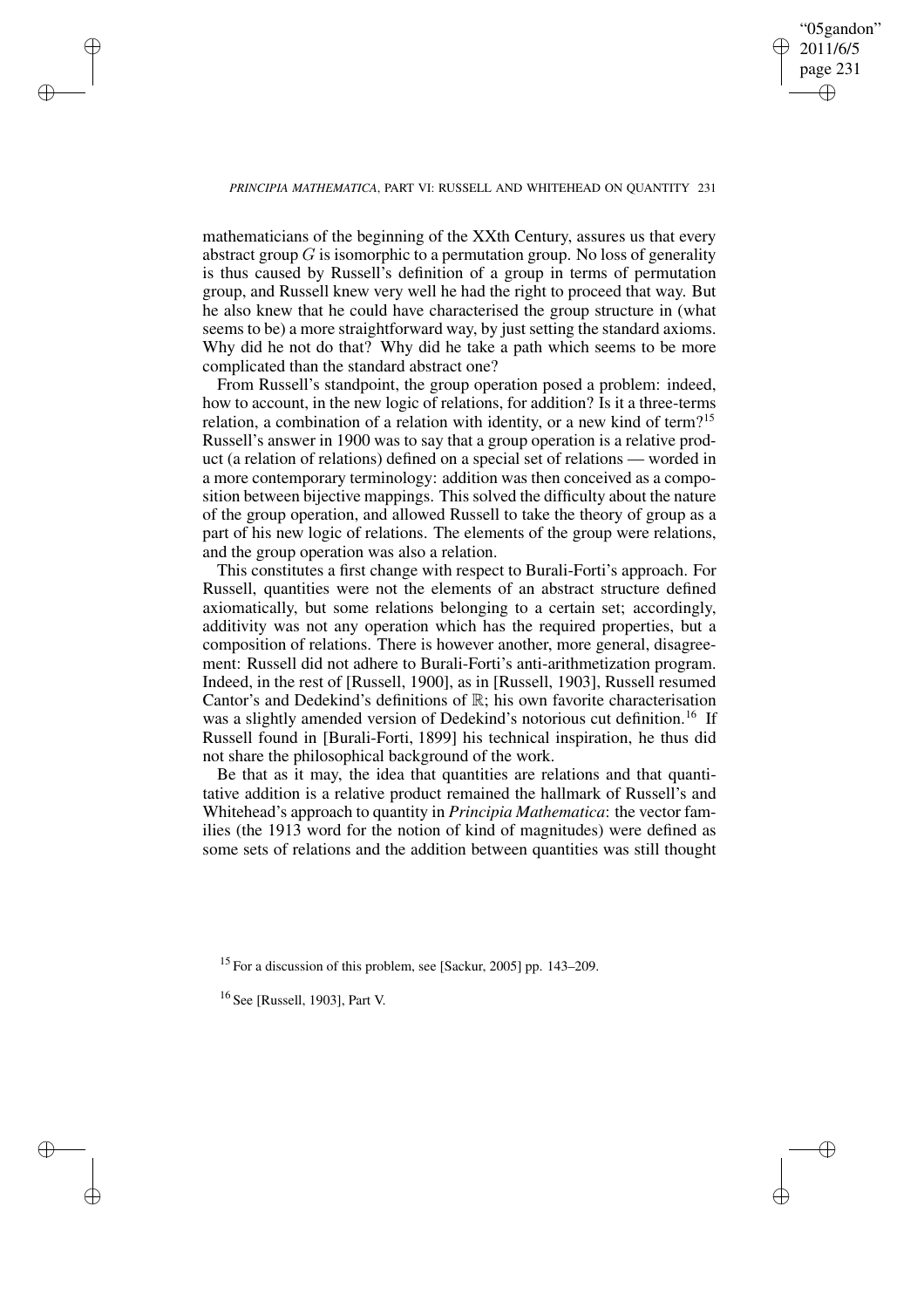mathematicians of the beginning of the XXth Century, assures us that every abstract group $G$ is isomorphic to a permutation group. No loss of generality is thus caused by Russell's definition of a group in terms of permutation group, and Russell knew very well he had the right to proceed that way. But he also knew that he could have characterised the group structure in (what seems to be) a more straightforward way, by just setting the standard axioms. Why did he not do that? Why did he take a path which seems to be more complicated than the standard abstract one?

From Russell's standpoint, the group operation posed a problem: indeed, how to account, in the new logic of relations, for addition? Is it a three-terms relation, a combination of a relation with identity, or a new kind of term?[15] Russell's answer in 1900 was to say that a group operation is a relative product (a relation of relations) defined on a special set of relations — worded in a more contemporary terminology: addition was then conceived as a composition between bijective mappings. This solved the difficulty about the nature of the group operation, and allowed Russell to take the theory of group as a part of his new logic of relations. The elements of the group were relations, and the group operation was also a relation.

This constitutes a first change with respect to Burali-Forti's approach. For Russell, quantities were not the elements of an abstract structure defined axiomatically, but some relations belonging to a certain set; accordingly, additivity was not any operation which has the required properties, but a composition of relations. There is however another, more general, disagreement: Russell did not adhere to Burali-Forti's anti-arithmetization program. Indeed, in the rest of [Russell, 1900], as in [Russell, 1903], Russell resumed Cantor's and Dedekind's definitions of $\mathbb{R}$; his own favorite characterisation was a slightly amended version of Dedekind's notorious cut definition.[16] If Russell found in [Burali-Forti, 1899] his technical inspiration, he thus did not share the philosophical background of the work.

Be that as it may, the idea that quantities are relations and that quantitative addition is a relative product remained the hallmark of Russell's and Whitehead's approach to quantity in *Principia Mathematica*: the vector families (the 1913 word for the notion of kind of magnitudes) were defined as some sets of relations and the addition between quantities was still thought

[15] For a discussion of this problem, see [Sackur, 2005] pp. 143–209.

[16] See [Russell, 1903], Part V.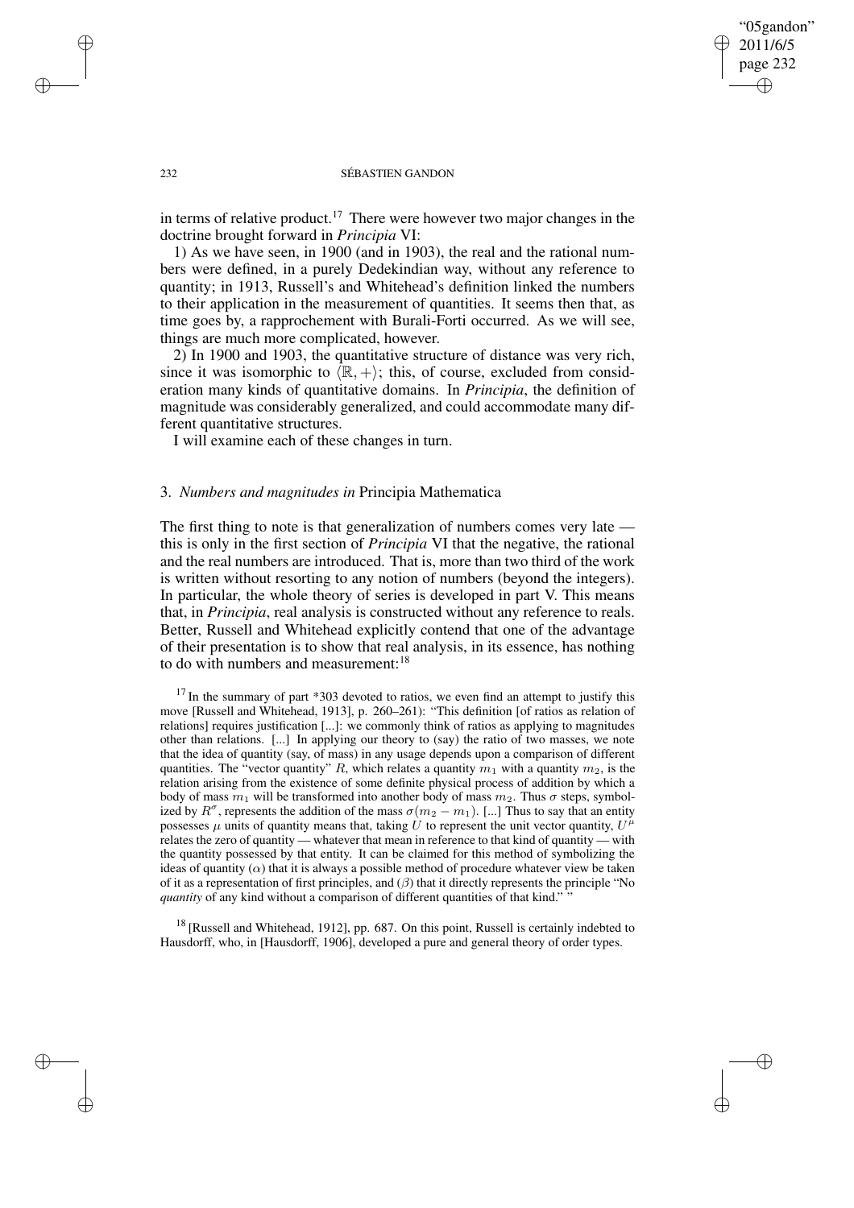in terms of relative product.[17] There were however two major changes in the doctrine brought forward in *Principia* VI:

1) As we have seen, in 1900 (and in 1903), the real and the rational numbers were defined, in a purely Dedekindian way, without any reference to quantity; in 1913, Russell's and Whitehead's definition linked the numbers to their application in the measurement of quantities. It seems then that, as time goes by, a rapprochement with Burali-Forti occurred. As we will see, things are much more complicated, however.

2) In 1900 and 1903, the quantitative structure of distance was very rich, since it was isomorphic to $\langle \mathbb{R}, + \rangle$; this, of course, excluded from consideration many kinds of quantitative domains. In *Principia*, the definition of magnitude was considerably generalized, and could accommodate many different quantitative structures.

I will examine each of these changes in turn.

## 3. *Numbers and magnitudes in* Principia Mathematica

The first thing to note is that generalization of numbers comes very late — this is only in the first section of *Principia* VI that the negative, the rational and the real numbers are introduced. That is, more than two third of the work is written without resorting to any notion of numbers (beyond the integers). In particular, the whole theory of series is developed in part V. This means that, in *Principia*, real analysis is constructed without any reference to reals. Better, Russell and Whitehead explicitly contend that one of the advantage of their presentation is to show that real analysis, in its essence, has nothing to do with numbers and measurement:[18]

[17] In the summary of part *303 devoted to ratios, we even find an attempt to justify this move [Russell and Whitehead, 1913], p. 260–261): "This definition [of ratios as relation of relations] requires justification [...]: we commonly think of ratios as applying to magnitudes other than relations. [...] In applying our theory to (say) the ratio of two masses, we note that the idea of quantity (say, of mass) in any usage depends upon a comparison of different quantities. The "vector quantity" $R$, which relates a quantity $m_1$ with a quantity $m_2$, is the relation arising from the existence of some definite physical process of addition by which a body of mass $m_1$ will be transformed into another body of mass $m_2$. Thus $\sigma$ steps, symbolized by $R^\sigma$, represents the addition of the mass $\sigma(m_2 - m_1)$. [...] Thus to say that an entity possesses $\mu$ units of quantity means that, taking $U$ to represent the unit vector quantity, $U^\mu$ relates the zero of quantity — whatever that mean in reference to that kind of quantity — with the quantity possessed by that entity. It can be claimed for this method of symbolizing the ideas of quantity ($\alpha$) that it is always a possible method of procedure whatever view be taken of it as a representation of first principles, and ($\beta$) that it directly represents the principle "No *quantity* of any kind without a comparison of different quantities of that kind." "

[18] [Russell and Whitehead, 1912], pp. 687. On this point, Russell is certainly indebted to Hausdorff, who, in [Hausdorff, 1906], developed a pure and general theory of order types.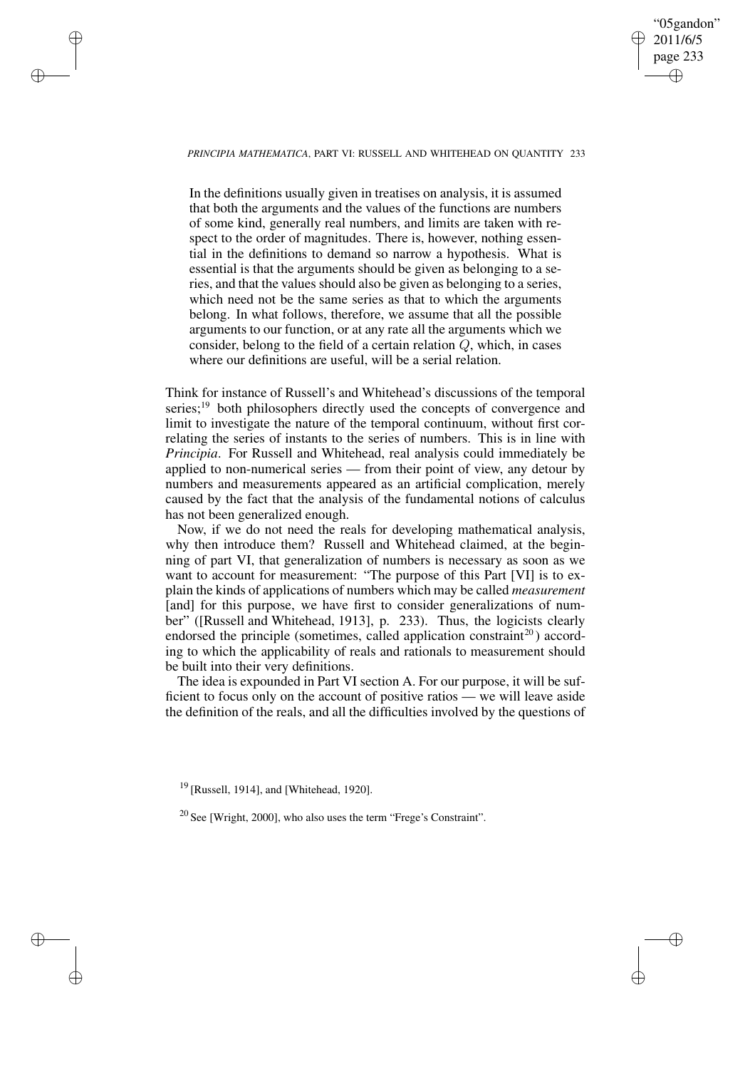> In the definitions usually given in treatises on analysis, it is assumed that both the arguments and the values of the functions are numbers of some kind, generally real numbers, and limits are taken with respect to the order of magnitudes. There is, however, nothing essential in the definitions to demand so narrow a hypothesis. What is essential is that the arguments should be given as belonging to a series, and that the values should also be given as belonging to a series, which need not be the same series as that to which the arguments belong. In what follows, therefore, we assume that all the possible arguments to our function, or at any rate all the arguments which we consider, belong to the field of a certain relation $Q$, which, in cases where our definitions are useful, will be a serial relation.

Think for instance of Russell's and Whitehead's discussions of the temporal series;[19] both philosophers directly used the concepts of convergence and limit to investigate the nature of the temporal continuum, without first correlating the series of instants to the series of numbers. This is in line with *Principia*. For Russell and Whitehead, real analysis could immediately be applied to non-numerical series — from their point of view, any detour by numbers and measurements appeared as an artificial complication, merely caused by the fact that the analysis of the fundamental notions of calculus has not been generalized enough.

Now, if we do not need the reals for developing mathematical analysis, why then introduce them? Russell and Whitehead claimed, at the beginning of part VI, that generalization of numbers is necessary as soon as we want to account for measurement: "The purpose of this Part [VI] is to explain the kinds of applications of numbers which may be called *measurement* [and] for this purpose, we have first to consider generalizations of number" ([Russell and Whitehead, 1913], p. 233). Thus, the logicists clearly endorsed the principle (sometimes, called application constraint[20]) according to which the applicability of reals and rationals to measurement should be built into their very definitions.

The idea is expounded in Part VI section A. For our purpose, it will be sufficient to focus only on the account of positive ratios — we will leave aside the definition of the reals, and all the difficulties involved by the questions of

[19] [Russell, 1914], and [Whitehead, 1920].

[20] See [Wright, 2000], who also uses the term "Frege's Constraint".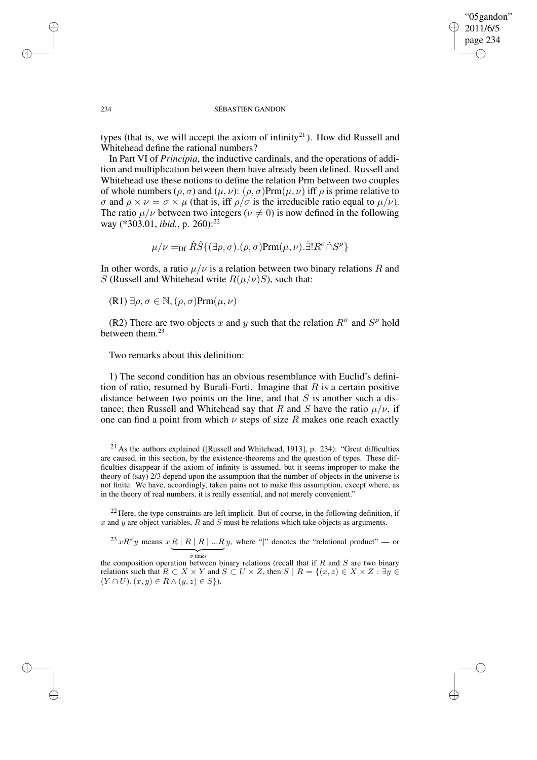types (that is, we will accept the axiom of infinity[21]). How did Russell and Whitehead define the rational numbers?

In Part VI of *Principia*, the inductive cardinals, and the operations of addition and multiplication between them have already been defined. Russell and Whitehead use these notions to define the relation Prm between two couples of whole numbers $(\rho, \sigma)$ and $(\mu, \nu)$: $(\rho, \sigma)\text{Prm}(\mu, \nu)$ iff $\rho$ is prime relative to $\sigma$ and $\rho \times \nu = \sigma \times \mu$ (that is, iff $\rho/\sigma$ is the irreducible ratio equal to $\mu/\nu$). The ratio $\mu/\nu$ between two integers ($\nu \neq 0$) is now defined in the following way (*303.01, *ibid.*, p. 260):[22]

$$\mu/\nu =_{\text{Df}} \hat{R}\hat{S}\{(\exists\rho, \sigma).(\rho, \sigma)\text{Prm}(\mu, \nu).\dot{\exists}!R^{\sigma}\dot{\cap}S^{\rho}\}$$

In other words, a ratio $\mu/\nu$ is a relation between two binary relations $R$ and $S$ (Russell and Whitehead write $R(\mu/\nu)S$), such that:

(R1) $\exists\rho, \sigma \in \mathbb{N}, (\rho, \sigma)\text{Prm}(\mu, \nu)$

(R2) There are two objects $x$ and $y$ such that the relation $R^{\sigma}$ and $S^{\rho}$ hold between them.[23]

Two remarks about this definition:

1) The second condition has an obvious resemblance with Euclid's definition of ratio, resumed by Burali-Forti. Imagine that $R$ is a certain positive distance between two points on the line, and that $S$ is another such a distance; then Russell and Whitehead say that $R$ and $S$ have the ratio $\mu/\nu$, if one can find a point from which $\nu$ steps of size $R$ makes one reach exactly

[21] As the authors explained ([Russell and Whitehead, 1913], p. 234): "Great difficulties are caused, in this section, by the existence-theorems and the question of types. These difficulties disappear if the axiom of infinity is assumed, but it seems improper to make the theory of (say) 2/3 depend upon the assumption that the number of objects in the universe is not finite. We have, accordingly, taken pains not to make this assumption, except where, as in the theory of real numbers, it is really essential, and not merely convenient."

[22] Here, the type constraints are left implicit. But of course, in the following definition, if $x$ and $y$ are object variables, $R$ and $S$ must be relations which take objects as arguments.

[23] $xR^{\sigma}y$ means $x\underbrace{R \mid R \mid R \mid ...R}_{\sigma \text{ times}}y$, where "|" denotes the "relational product" — or the composition operation between binary relations (recall that if $R$ and $S$ are two binary relations such that $R \subset X \times Y$ and $S \subset U \times Z$, then $S \mid R = \{(x, z) \in X \times Z : \exists y \in (Y \cap U), (x, y) \in R \wedge (y, z) \in S\}$).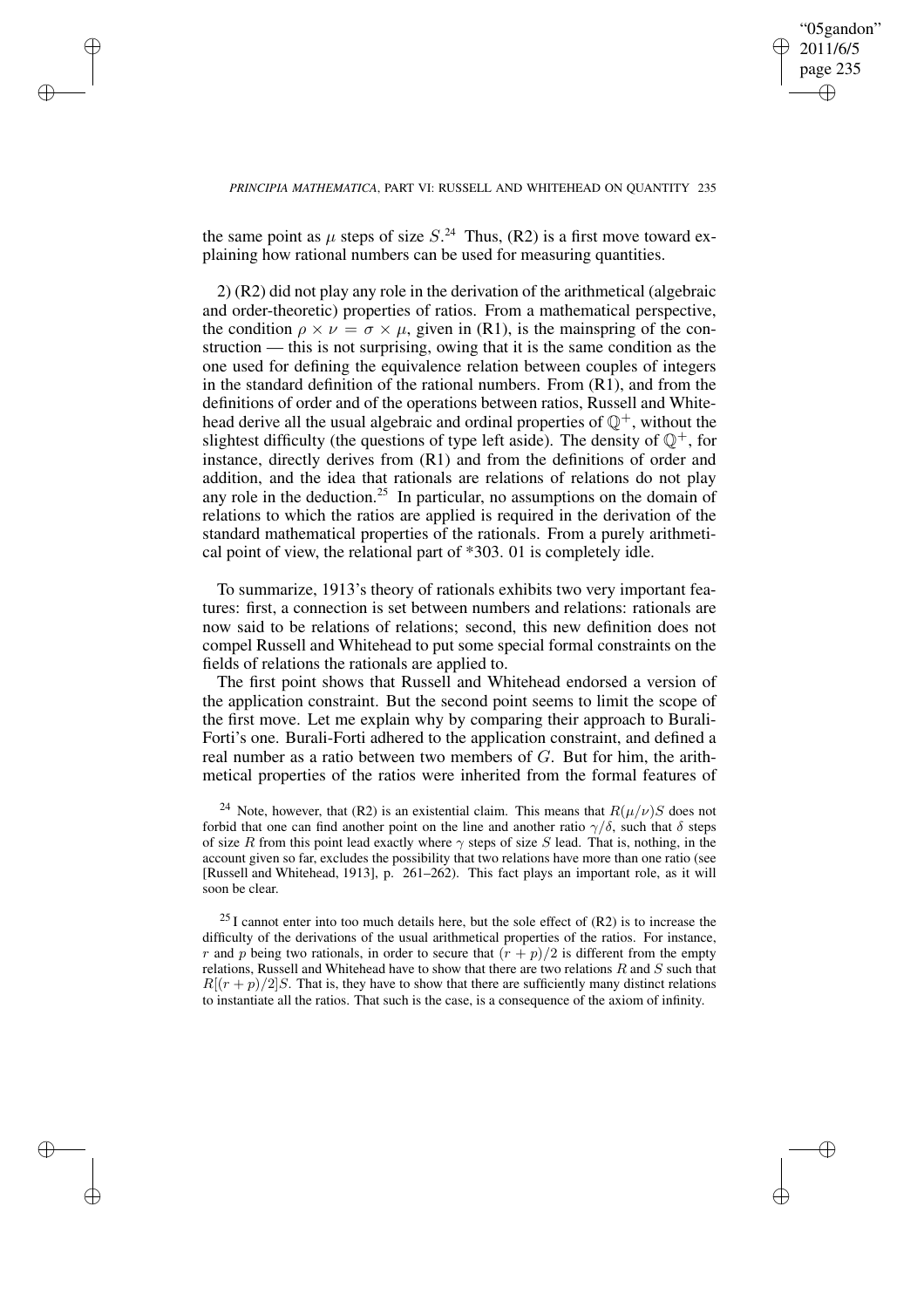the same point as $\mu$ steps of size $S$.[24] Thus, (R2) is a first move toward explaining how rational numbers can be used for measuring quantities.

2) (R2) did not play any role in the derivation of the arithmetical (algebraic and order-theoretic) properties of ratios. From a mathematical perspective, the condition $\rho \times \nu = \sigma \times \mu$, given in (R1), is the mainspring of the construction — this is not surprising, owing that it is the same condition as the one used for defining the equivalence relation between couples of integers in the standard definition of the rational numbers. From (R1), and from the definitions of order and of the operations between ratios, Russell and Whitehead derive all the usual algebraic and ordinal properties of $\mathbb{Q}^+$, without the slightest difficulty (the questions of type left aside). The density of $\mathbb{Q}^+$, for instance, directly derives from (R1) and from the definitions of order and addition, and the idea that rationals are relations of relations do not play any role in the deduction.[25] In particular, no assumptions on the domain of relations to which the ratios are applied is required in the derivation of the standard mathematical properties of the rationals. From a purely arithmetical point of view, the relational part of *303. 01 is completely idle.

To summarize, 1913's theory of rationals exhibits two very important features: first, a connection is set between numbers and relations: rationals are now said to be relations of relations; second, this new definition does not compel Russell and Whitehead to put some special formal constraints on the fields of relations the rationals are applied to.

The first point shows that Russell and Whitehead endorsed a version of the application constraint. But the second point seems to limit the scope of the first move. Let me explain why by comparing their approach to Burali-Forti's one. Burali-Forti adhered to the application constraint, and defined a real number as a ratio between two members of $G$. But for him, the arithmetical properties of the ratios were inherited from the formal features of

[24] Note, however, that (R2) is an existential claim. This means that $R(\mu/\nu)S$ does not forbid that one can find another point on the line and another ratio $\gamma/\delta$, such that $\delta$ steps of size $R$ from this point lead exactly where $\gamma$ steps of size $S$ lead. That is, nothing, in the account given so far, excludes the possibility that two relations have more than one ratio (see [Russell and Whitehead, 1913], p. 261–262). This fact plays an important role, as it will soon be clear.

[25] I cannot enter into too much details here, but the sole effect of (R2) is to increase the difficulty of the derivations of the usual arithmetical properties of the ratios. For instance, $r$ and $p$ being two rationals, in order to secure that $(r + p)/2$ is different from the empty relations, Russell and Whitehead have to show that there are two relations $R$ and $S$ such that $R[(r + p)/2]S$. That is, they have to show that there are sufficiently many distinct relations to instantiate all the ratios. That such is the case, is a consequence of the axiom of infinity.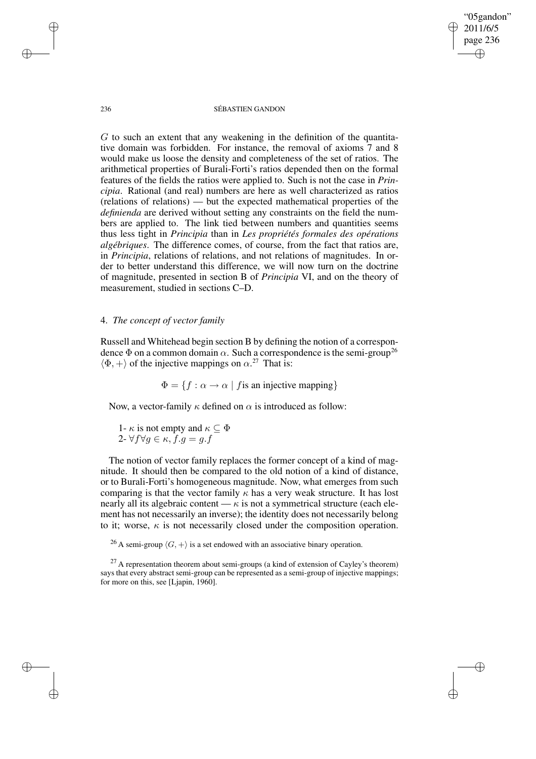$G$ to such an extent that any weakening in the definition of the quantitative domain was forbidden. For instance, the removal of axioms 7 and 8 would make us loose the density and completeness of the set of ratios. The arithmetical properties of Burali-Forti's ratios depended then on the formal features of the fields the ratios were applied to. Such is not the case in *Principia*. Rational (and real) numbers are here as well characterized as ratios (relations of relations) — but the expected mathematical properties of the *definienda* are derived without setting any constraints on the field the numbers are applied to. The link tied between numbers and quantities seems thus less tight in *Principia* than in *Les propriétés formales des opérations algébriques*. The difference comes, of course, from the fact that ratios are, in *Principia*, relations of relations, and not relations of magnitudes. In order to better understand this difference, we will now turn on the doctrine of magnitude, presented in section B of *Principia* VI, and on the theory of measurement, studied in sections C–D.

## 4. *The concept of vector family*

Russell and Whitehead begin section B by defining the notion of a correspondence $\Phi$ on a common domain $\alpha$. Such a correspondence is the semi-group[26] $\langle \Phi, + \rangle$ of the injective mappings on $\alpha$.[27] That is:

$$\Phi = \{f : \alpha \rightarrow \alpha \mid f \text{is an injective mapping}\}$$

Now, a vector-family $\kappa$ defined on $\alpha$ is introduced as follow:

1- $\kappa$ is not empty and $\kappa \subseteq \Phi$
2- $\forall f \forall g \in \kappa, f.g = g.f$

The notion of vector family replaces the former concept of a kind of magnitude. It should then be compared to the old notion of a kind of distance, or to Burali-Forti's homogeneous magnitude. Now, what emerges from such comparing is that the vector family $\kappa$ has a very weak structure. It has lost nearly all its algebraic content — $\kappa$ is not a symmetrical structure (each element has not necessarily an inverse); the identity does not necessarily belong to it; worse, $\kappa$ is not necessarily closed under the composition operation.

[26] A semi-group $\langle G, + \rangle$ is a set endowed with an associative binary operation.

[27] A representation theorem about semi-groups (a kind of extension of Cayley's theorem) says that every abstract semi-group can be represented as a semi-group of injective mappings; for more on this, see [Ljapin, 1960].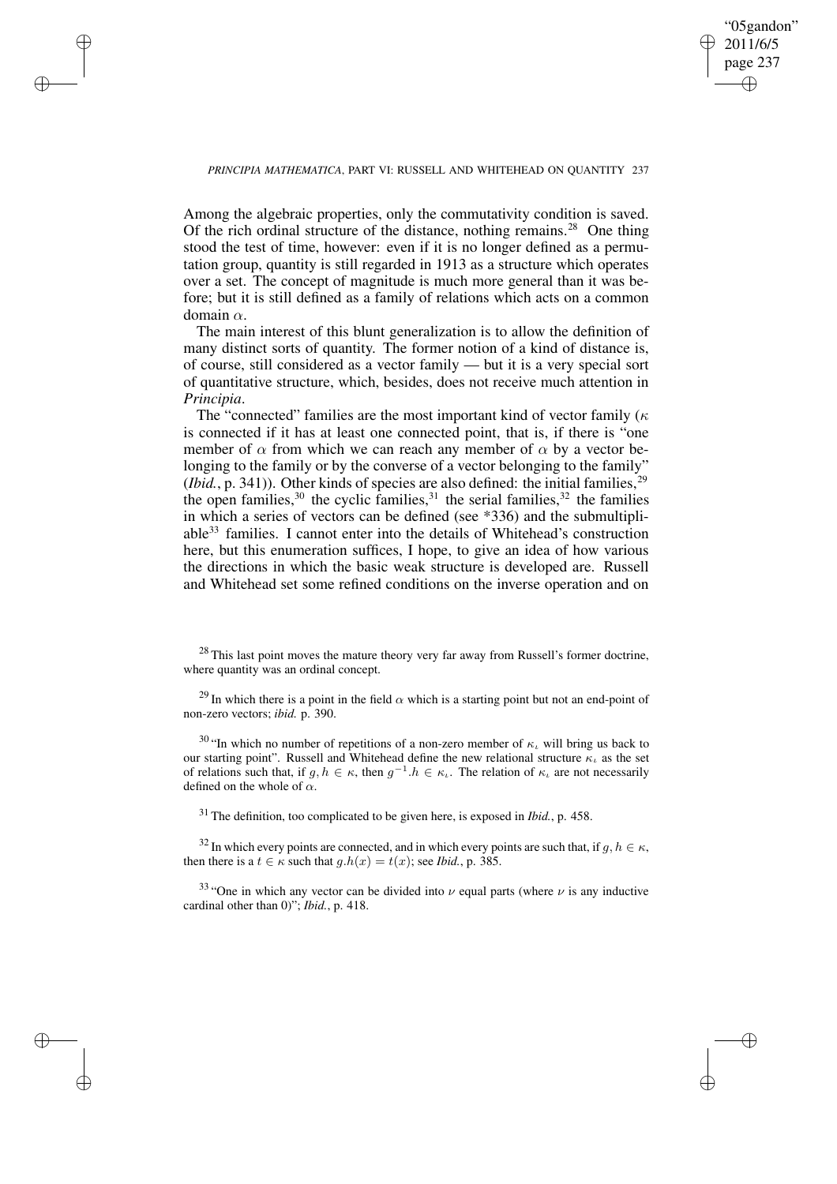Among the algebraic properties, only the commutativity condition is saved. Of the rich ordinal structure of the distance, nothing remains.[28] One thing stood the test of time, however: even if it is no longer defined as a permutation group, quantity is still regarded in 1913 as a structure which operates over a set. The concept of magnitude is much more general than it was before; but it is still defined as a family of relations which acts on a common domain $\alpha$.

The main interest of this blunt generalization is to allow the definition of many distinct sorts of quantity. The former notion of a kind of distance is, of course, still considered as a vector family — but it is a very special sort of quantitative structure, which, besides, does not receive much attention in *Principia*.

The "connected" families are the most important kind of vector family ($\kappa$ is connected if it has at least one connected point, that is, if there is "one member of $\alpha$ from which we can reach any member of $\alpha$ by a vector belonging to the family or by the converse of a vector belonging to the family" (*Ibid.*, p. 341)). Other kinds of species are also defined: the initial families,[29] the open families,[30] the cyclic families,[31] the serial families,[32] the families in which a series of vectors can be defined (see *336) and the submultipliable[33] families. I cannot enter into the details of Whitehead's construction here, but this enumeration suffices, I hope, to give an idea of how various the directions in which the basic weak structure is developed are. Russell and Whitehead set some refined conditions on the inverse operation and on

[28] This last point moves the mature theory very far away from Russell's former doctrine, where quantity was an ordinal concept.

[29] In which there is a point in the field $\alpha$ which is a starting point but not an end-point of non-zero vectors; *ibid.* p. 390.

[30] "In which no number of repetitions of a non-zero member of $\kappa_\iota$ will bring us back to our starting point". Russell and Whitehead define the new relational structure $\kappa_\iota$ as the set of relations such that, if $g, h \in \kappa$, then $g^{-1}.h \in \kappa_\iota$. The relation of $\kappa_\iota$ are not necessarily defined on the whole of $\alpha$.

[31] The definition, too complicated to be given here, is exposed in *Ibid.*, p. 458.

[32] In which every points are connected, and in which every points are such that, if $g, h \in \kappa$, then there is a $t \in \kappa$ such that $g.h(x) = t(x)$; see *Ibid.*, p. 385.

[33] "One in which any vector can be divided into $\nu$ equal parts (where $\nu$ is any inductive cardinal other than 0)"; *Ibid.*, p. 418.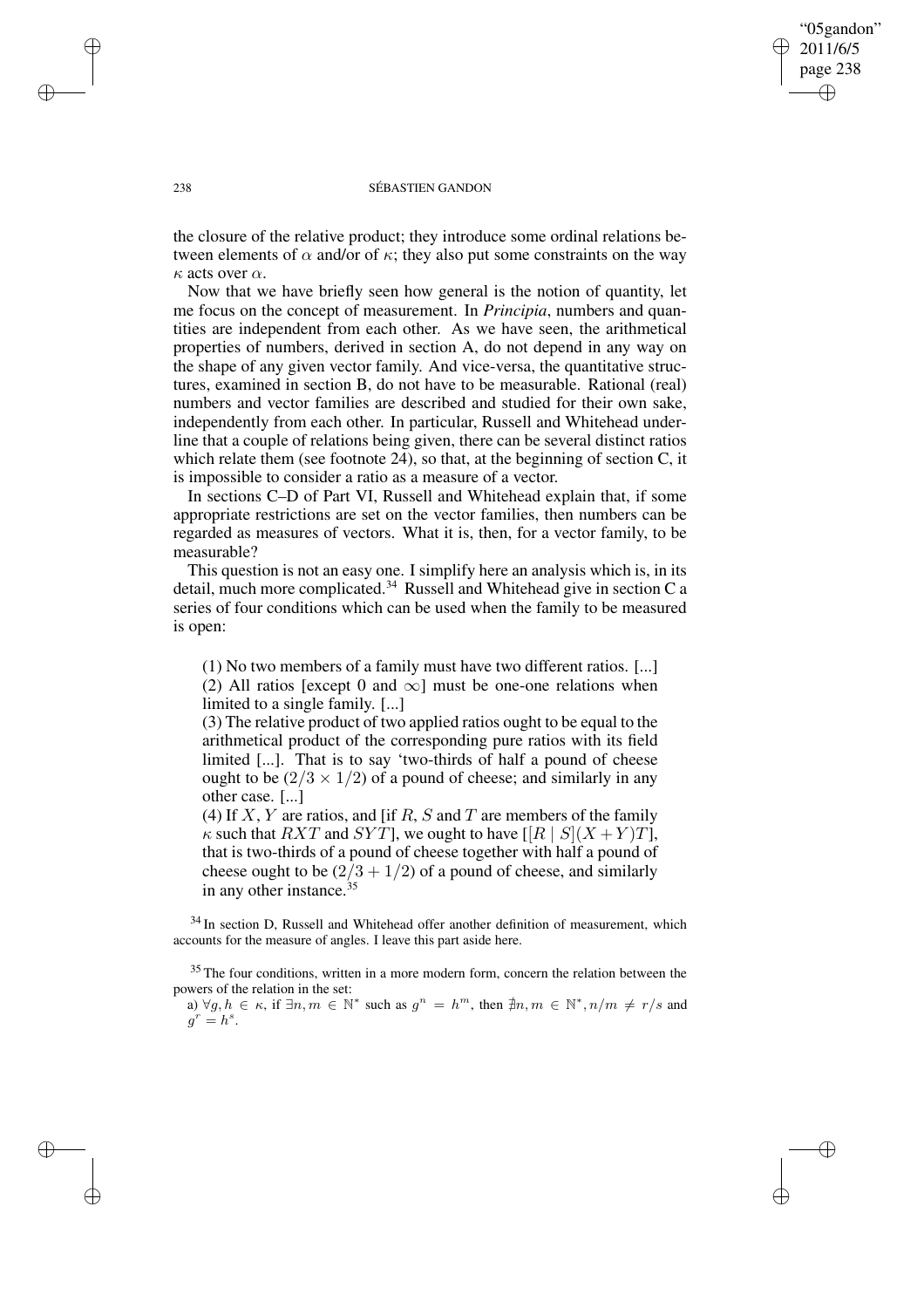the closure of the relative product; they introduce some ordinal relations between elements of $\alpha$ and/or of $\kappa$; they also put some constraints on the way $\kappa$ acts over $\alpha$.

Now that we have briefly seen how general is the notion of quantity, let me focus on the concept of measurement. In *Principia*, numbers and quantities are independent from each other. As we have seen, the arithmetical properties of numbers, derived in section A, do not depend in any way on the shape of any given vector family. And vice-versa, the quantitative structures, examined in section B, do not have to be measurable. Rational (real) numbers and vector families are described and studied for their own sake, independently from each other. In particular, Russell and Whitehead underline that a couple of relations being given, there can be several distinct ratios which relate them (see footnote 24), so that, at the beginning of section C, it is impossible to consider a ratio as a measure of a vector.

In sections C–D of Part VI, Russell and Whitehead explain that, if some appropriate restrictions are set on the vector families, then numbers can be regarded as measures of vectors. What it is, then, for a vector family, to be measurable?

This question is not an easy one. I simplify here an analysis which is, in its detail, much more complicated.[34] Russell and Whitehead give in section C a series of four conditions which can be used when the family to be measured is open:

> (1) No two members of a family must have two different ratios. [...]
> (2) All ratios [except 0 and $\infty$] must be one-one relations when limited to a single family. [...]
> (3) The relative product of two applied ratios ought to be equal to the arithmetical product of the corresponding pure ratios with its field limited [...]. That is to say 'two-thirds of half a pound of cheese ought to be $(2/3 \times 1/2)$ of a pound of cheese; and similarly in any other case. [...]
> (4) If $X$, $Y$ are ratios, and [if $R$, $S$ and $T$ are members of the family $\kappa$ such that $RXT$ and $SYT$], we ought to have $[[R \mid S](X+Y)T]$, that is two-thirds of a pound of cheese together with half a pound of cheese ought to be $(2/3 + 1/2)$ of a pound of cheese, and similarly in any other instance.[35]

[34] In section D, Russell and Whitehead offer another definition of measurement, which accounts for the measure of angles. I leave this part aside here.

[35] The four conditions, written in a more modern form, concern the relation between the powers of the relation in the set:
a) $\forall g, h \in \kappa$, if $\exists n, m \in \mathbb{N}^*$ such as $g^n = h^m$, then $\nexists n, m \in \mathbb{N}^*, n/m \neq r/s$ and $g^r = h^s$.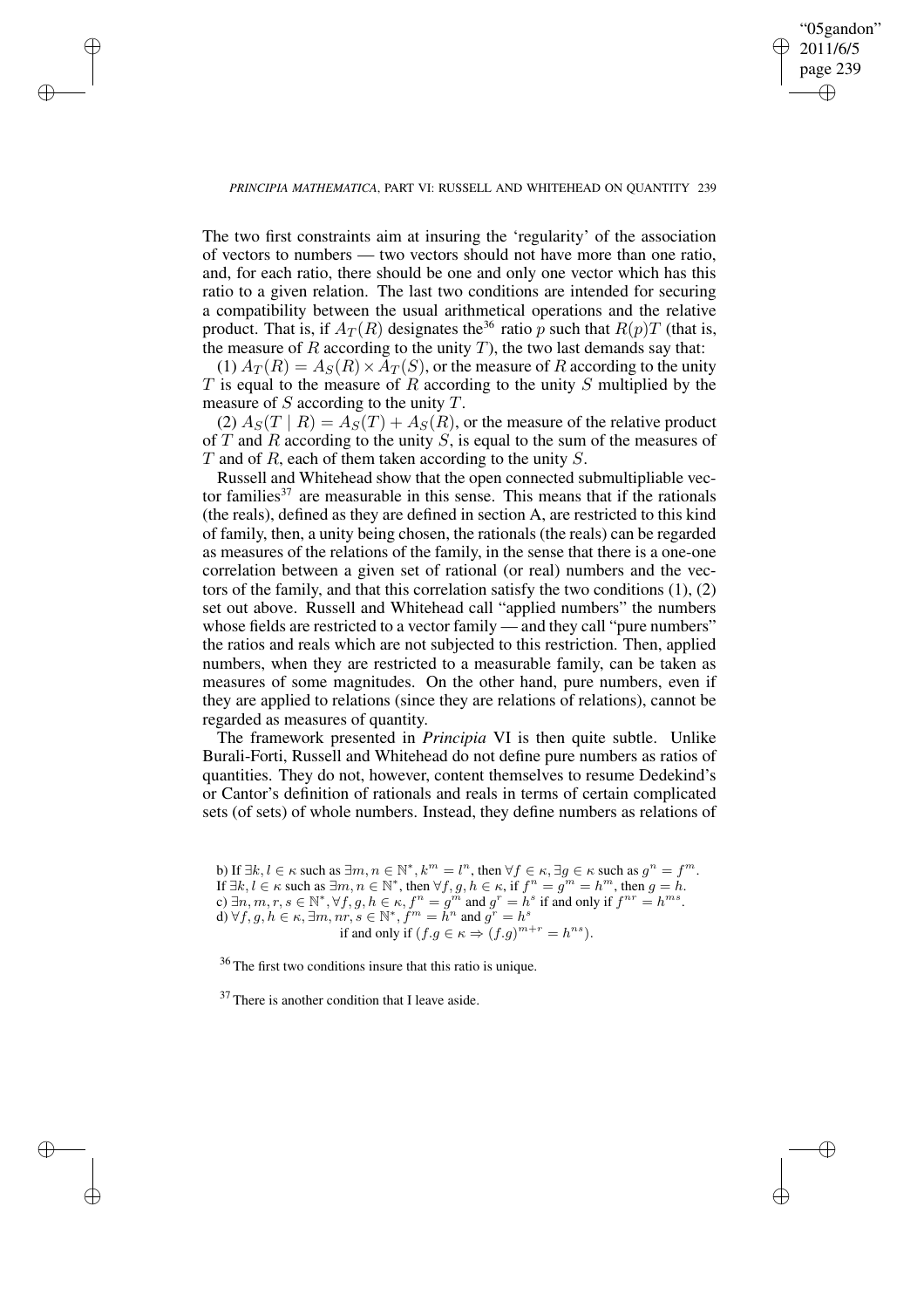The two first constraints aim at insuring the 'regularity' of the association of vectors to numbers — two vectors should not have more than one ratio, and, for each ratio, there should be one and only one vector which has this ratio to a given relation. The last two conditions are intended for securing a compatibility between the usual arithmetical operations and the relative product. That is, if $A_T(R)$ designates the[36] ratio $p$ such that $R(p)T$ (that is, the measure of $R$ according to the unity $T$), the two last demands say that:

(1) $A_T(R) = A_S(R) \times A_T(S)$, or the measure of $R$ according to the unity $T$ is equal to the measure of $R$ according to the unity $S$ multiplied by the measure of $S$ according to the unity $T$.

(2) $A_S(T \mid R) = A_S(T) + A_S(R)$, or the measure of the relative product of $T$ and $R$ according to the unity $S$, is equal to the sum of the measures of $T$ and of $R$, each of them taken according to the unity $S$.

Russell and Whitehead show that the open connected submultipliable vector families[37] are measurable in this sense. This means that if the rationals (the reals), defined as they are defined in section A, are restricted to this kind of family, then, a unity being chosen, the rationals (the reals) can be regarded as measures of the relations of the family, in the sense that there is a one-one correlation between a given set of rational (or real) numbers and the vectors of the family, and that this correlation satisfy the two conditions (1), (2) set out above. Russell and Whitehead call "applied numbers" the numbers whose fields are restricted to a vector family — and they call "pure numbers" the ratios and reals which are not subjected to this restriction. Then, applied numbers, when they are restricted to a measurable family, can be taken as measures of some magnitudes. On the other hand, pure numbers, even if they are applied to relations (since they are relations of relations), cannot be regarded as measures of quantity.

The framework presented in *Principia* VI is then quite subtle. Unlike Burali-Forti, Russell and Whitehead do not define pure numbers as ratios of quantities. They do not, however, content themselves to resume Dedekind's or Cantor's definition of rationals and reals in terms of certain complicated sets (of sets) of whole numbers. Instead, they define numbers as relations of

b) If $\exists k, l \in \kappa$ such as $\exists m, n \in \mathbb{N}^*, k^m = l^n$, then $\forall f \in \kappa, \exists g \in \kappa$ such as $g^n = f^m$.
If $\exists k, l \in \kappa$ such as $\exists m, n \in \mathbb{N}^*$, then $\forall f, g, h \in \kappa$, if $f^n = g^m = h^m$, then $g = h$.
c) $\exists n, m, r, s \in \mathbb{N}^*, \forall f, g, h \in \kappa, f^n = g^m$ and $g^r = h^s$ if and only if $f^{nr} = h^{ms}$.
d) $\forall f, g, h \in \kappa, \exists m, nr, s \in \mathbb{N}^*, f^m = h^n$ and $g^r = h^s$
if and only if $(f.g \in \kappa \Rightarrow (f.g)^{m+r} = h^{ns})$.

[36] The first two conditions insure that this ratio is unique.

[37] There is another condition that I leave aside.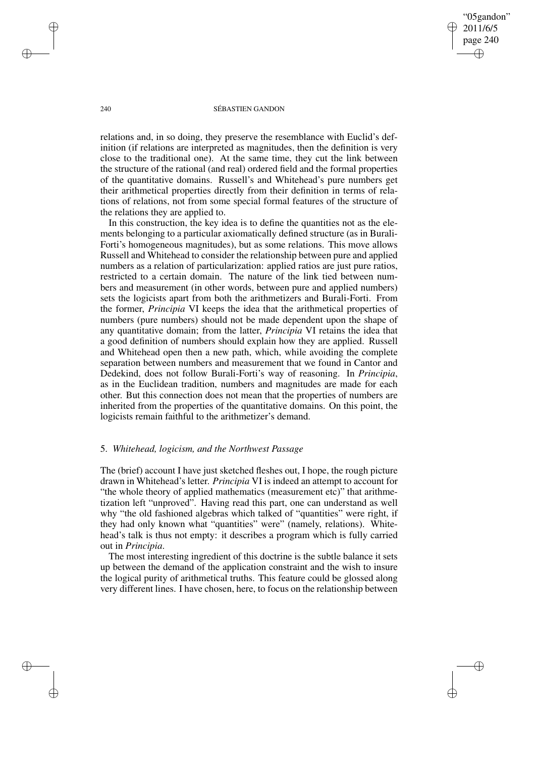relations and, in so doing, they preserve the resemblance with Euclid's definition (if relations are interpreted as magnitudes, then the definition is very close to the traditional one). At the same time, they cut the link between the structure of the rational (and real) ordered field and the formal properties of the quantitative domains. Russell's and Whitehead's pure numbers get their arithmetical properties directly from their definition in terms of relations of relations, not from some special formal features of the structure of the relations they are applied to.

In this construction, the key idea is to define the quantities not as the elements belonging to a particular axiomatically defined structure (as in Burali-Forti's homogeneous magnitudes), but as some relations. This move allows Russell and Whitehead to consider the relationship between pure and applied numbers as a relation of particularization: applied ratios are just pure ratios, restricted to a certain domain. The nature of the link tied between numbers and measurement (in other words, between pure and applied numbers) sets the logicists apart from both the arithmetizers and Burali-Forti. From the former, *Principia* VI keeps the idea that the arithmetical properties of numbers (pure numbers) should not be made dependent upon the shape of any quantitative domain; from the latter, *Principia* VI retains the idea that a good definition of numbers should explain how they are applied. Russell and Whitehead open then a new path, which, while avoiding the complete separation between numbers and measurement that we found in Cantor and Dedekind, does not follow Burali-Forti's way of reasoning. In *Principia*, as in the Euclidean tradition, numbers and magnitudes are made for each other. But this connection does not mean that the properties of numbers are inherited from the properties of the quantitative domains. On this point, the logicists remain faithful to the arithmetizer's demand.

## 5. *Whitehead, logicism, and the Northwest Passage*

The (brief) account I have just sketched fleshes out, I hope, the rough picture drawn in Whitehead's letter. *Principia* VI is indeed an attempt to account for "the whole theory of applied mathematics (measurement etc)" that arithmetization left "unproved". Having read this part, one can understand as well why "the old fashioned algebras which talked of "quantities" were right, if they had only known what "quantities" were" (namely, relations). Whitehead's talk is thus not empty: it describes a program which is fully carried out in *Principia*.

The most interesting ingredient of this doctrine is the subtle balance it sets up between the demand of the application constraint and the wish to insure the logical purity of arithmetical truths. This feature could be glossed along very different lines. I have chosen, here, to focus on the relationship between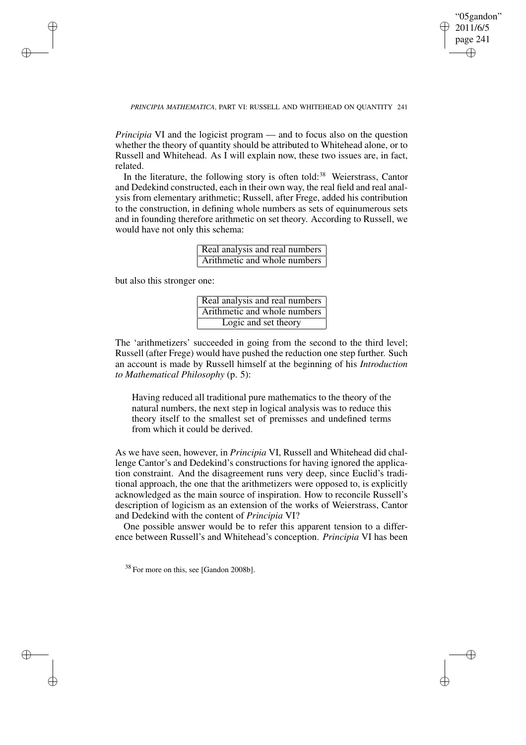*Principia* VI and the logicist program — and to focus also on the question whether the theory of quantity should be attributed to Whitehead alone, or to Russell and Whitehead. As I will explain now, these two issues are, in fact, related.

In the literature, the following story is often told:[38] Weierstrass, Cantor and Dedekind constructed, each in their own way, the real field and real analysis from elementary arithmetic; Russell, after Frege, added his contribution to the construction, in defining whole numbers as sets of equinumerous sets and in founding therefore arithmetic on set theory. According to Russell, we would have not only this schema:

| Real analysis and real numbers |
|---|
| Arithmetic and whole numbers |

but also this stronger one:

| Real analysis and real numbers |
|---|
| Arithmetic and whole numbers |
| Logic and set theory |

The 'arithmetizers' succeeded in going from the second to the third level; Russell (after Frege) would have pushed the reduction one step further. Such an account is made by Russell himself at the beginning of his *Introduction to Mathematical Philosophy* (p. 5):

> Having reduced all traditional pure mathematics to the theory of the natural numbers, the next step in logical analysis was to reduce this theory itself to the smallest set of premisses and undefined terms from which it could be derived.

As we have seen, however, in *Principia* VI, Russell and Whitehead did challenge Cantor's and Dedekind's constructions for having ignored the application constraint. And the disagreement runs very deep, since Euclid's traditional approach, the one that the arithmetizers were opposed to, is explicitly acknowledged as the main source of inspiration. How to reconcile Russell's description of logicism as an extension of the works of Weierstrass, Cantor and Dedekind with the content of *Principia* VI?

One possible answer would be to refer this apparent tension to a difference between Russell's and Whitehead's conception. *Principia* VI has been

[38] For more on this, see [Gandon 2008b].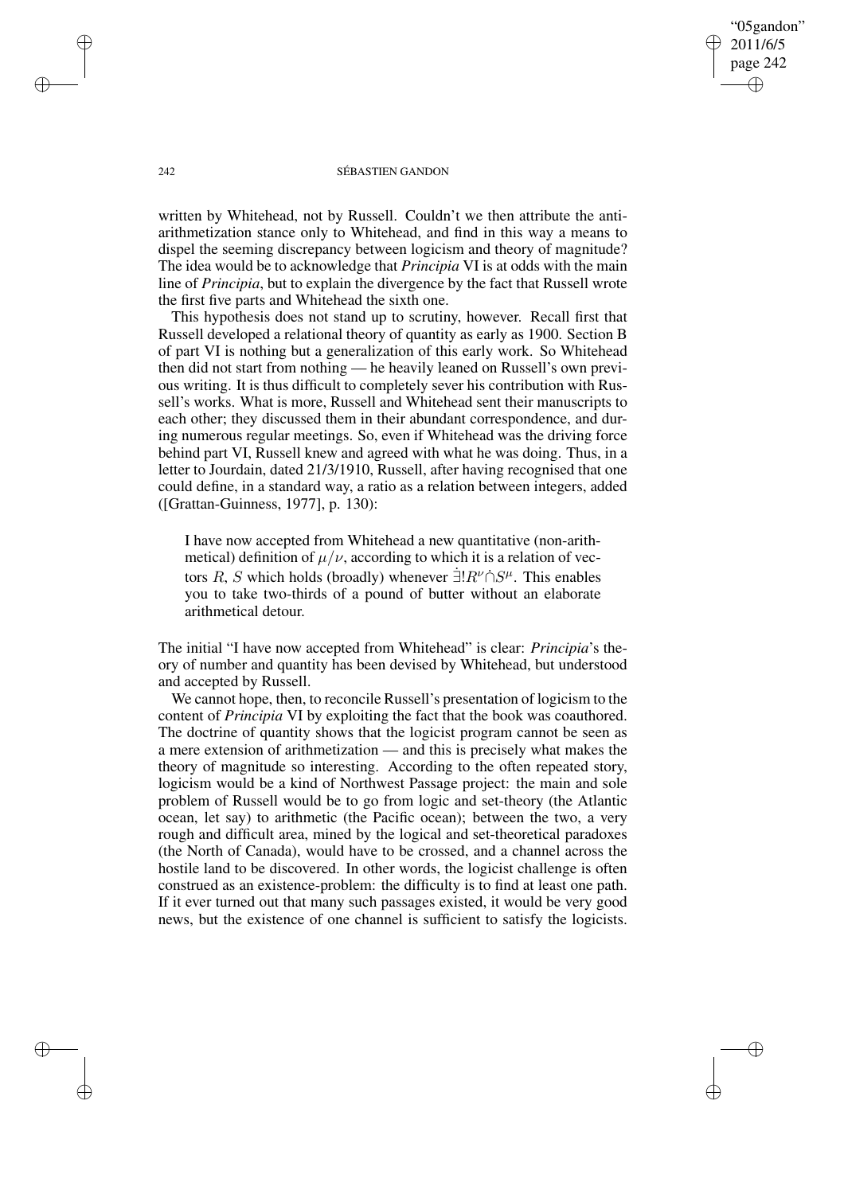written by Whitehead, not by Russell. Couldn't we then attribute the anti-arithmetization stance only to Whitehead, and find in this way a means to dispel the seeming discrepancy between logicism and theory of magnitude? The idea would be to acknowledge that *Principia* VI is at odds with the main line of *Principia*, but to explain the divergence by the fact that Russell wrote the first five parts and Whitehead the sixth one.

This hypothesis does not stand up to scrutiny, however. Recall first that Russell developed a relational theory of quantity as early as 1900. Section B of part VI is nothing but a generalization of this early work. So Whitehead then did not start from nothing — he heavily leaned on Russell's own previous writing. It is thus difficult to completely sever his contribution with Russell's works. What is more, Russell and Whitehead sent their manuscripts to each other; they discussed them in their abundant correspondence, and during numerous regular meetings. So, even if Whitehead was the driving force behind part VI, Russell knew and agreed with what he was doing. Thus, in a letter to Jourdain, dated 21/3/1910, Russell, after having recognised that one could define, in a standard way, a ratio as a relation between integers, added ([Grattan-Guinness, 1977], p. 130):

> I have now accepted from Whitehead a new quantitative (non-arithmetical) definition of $\mu/\nu$, according to which it is a relation of vectors $R$, $S$ which holds (broadly) whenever $\dot{\exists}!R^{\nu}\dot{\cap}S^{\mu}$. This enables you to take two-thirds of a pound of butter without an elaborate arithmetical detour.

The initial "I have now accepted from Whitehead" is clear: *Principia*'s theory of number and quantity has been devised by Whitehead, but understood and accepted by Russell.

We cannot hope, then, to reconcile Russell's presentation of logicism to the content of *Principia* VI by exploiting the fact that the book was coauthored. The doctrine of quantity shows that the logicist program cannot be seen as a mere extension of arithmetization — and this is precisely what makes the theory of magnitude so interesting. According to the often repeated story, logicism would be a kind of Northwest Passage project: the main and sole problem of Russell would be to go from logic and set-theory (the Atlantic ocean, let say) to arithmetic (the Pacific ocean); between the two, a very rough and difficult area, mined by the logical and set-theoretical paradoxes (the North of Canada), would have to be crossed, and a channel across the hostile land to be discovered. In other words, the logicist challenge is often construed as an existence-problem: the difficulty is to find at least one path. If it ever turned out that many such passages existed, it would be very good news, but the existence of one channel is sufficient to satisfy the logicists.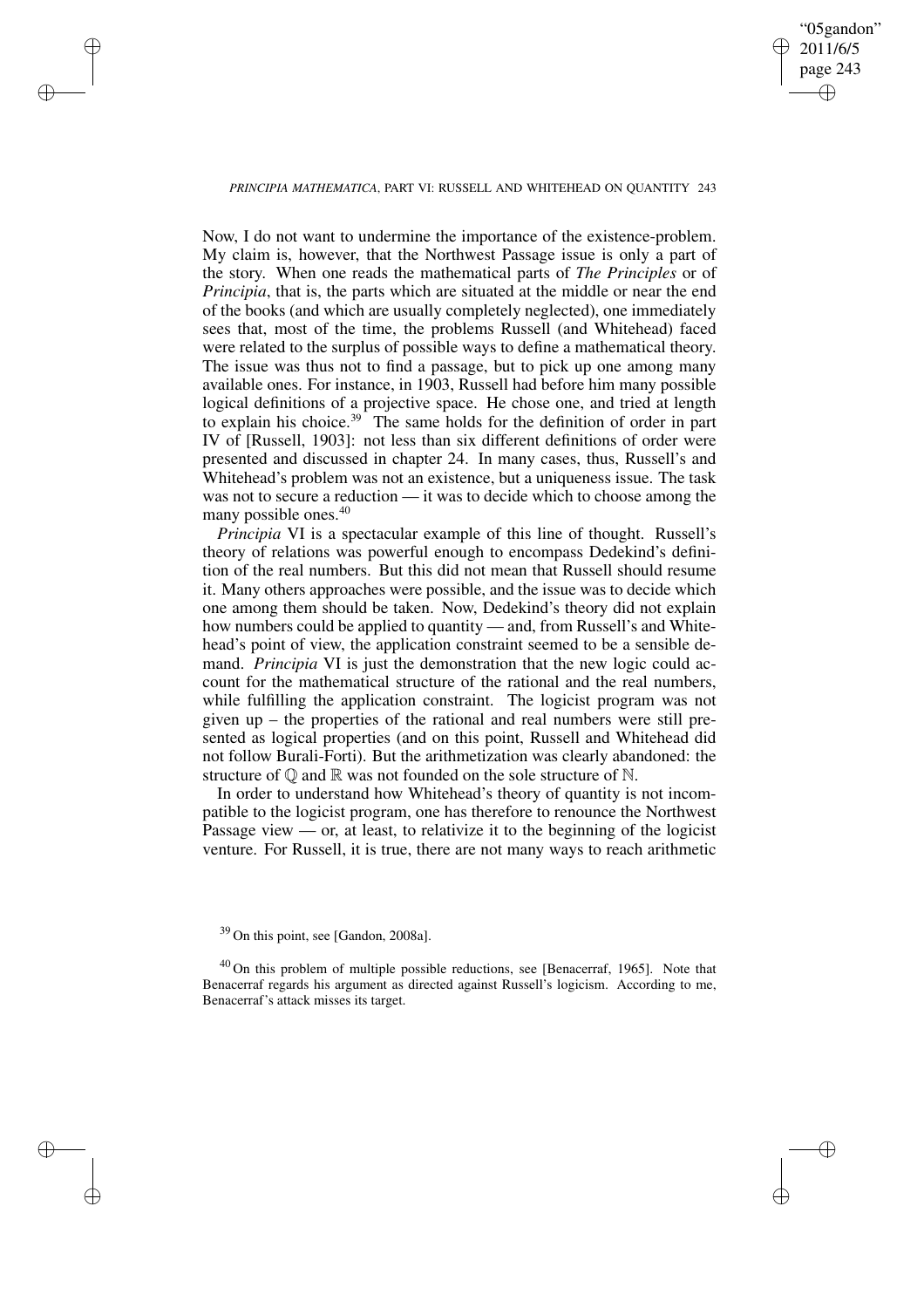Now, I do not want to undermine the importance of the existence-problem. My claim is, however, that the Northwest Passage issue is only a part of the story. When one reads the mathematical parts of *The Principles* or of *Principia*, that is, the parts which are situated at the middle or near the end of the books (and which are usually completely neglected), one immediately sees that, most of the time, the problems Russell (and Whitehead) faced were related to the surplus of possible ways to define a mathematical theory. The issue was thus not to find a passage, but to pick up one among many available ones. For instance, in 1903, Russell had before him many possible logical definitions of a projective space. He chose one, and tried at length to explain his choice.[39] The same holds for the definition of order in part IV of [Russell, 1903]: not less than six different definitions of order were presented and discussed in chapter 24. In many cases, thus, Russell's and Whitehead's problem was not an existence, but a uniqueness issue. The task was not to secure a reduction — it was to decide which to choose among the many possible ones.[40]

*Principia* VI is a spectacular example of this line of thought. Russell's theory of relations was powerful enough to encompass Dedekind's definition of the real numbers. But this did not mean that Russell should resume it. Many others approaches were possible, and the issue was to decide which one among them should be taken. Now, Dedekind's theory did not explain how numbers could be applied to quantity — and, from Russell's and Whitehead's point of view, the application constraint seemed to be a sensible demand. *Principia* VI is just the demonstration that the new logic could account for the mathematical structure of the rational and the real numbers, while fulfilling the application constraint. The logicist program was not given up – the properties of the rational and real numbers were still presented as logical properties (and on this point, Russell and Whitehead did not follow Burali-Forti). But the arithmetization was clearly abandoned: the structure of $\mathbb{Q}$ and $\mathbb{R}$ was not founded on the sole structure of $\mathbb{N}$.

In order to understand how Whitehead's theory of quantity is not incompatible to the logicist program, one has therefore to renounce the Northwest Passage view — or, at least, to relativize it to the beginning of the logicist venture. For Russell, it is true, there are not many ways to reach arithmetic

[39] On this point, see [Gandon, 2008a].

[40] On this problem of multiple possible reductions, see [Benacerraf, 1965]. Note that Benacerraf regards his argument as directed against Russell's logicism. According to me, Benacerraf's attack misses its target.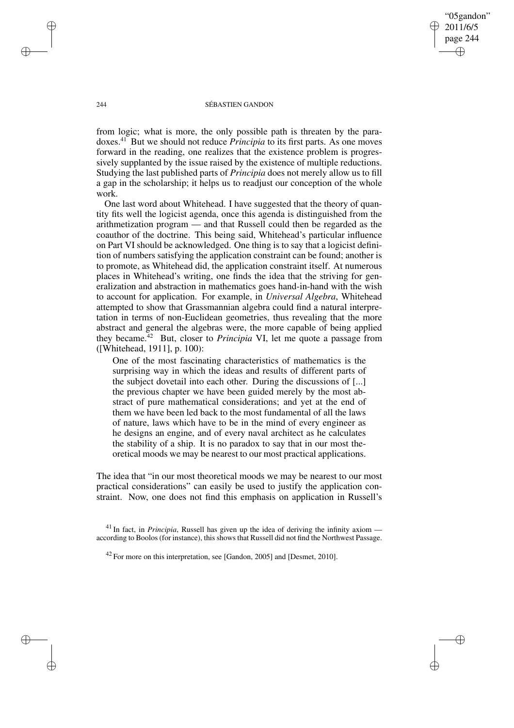from logic; what is more, the only possible path is threaten by the paradoxes.[41] But we should not reduce *Principia* to its first parts. As one moves forward in the reading, one realizes that the existence problem is progressively supplanted by the issue raised by the existence of multiple reductions. Studying the last published parts of *Principia* does not merely allow us to fill a gap in the scholarship; it helps us to readjust our conception of the whole work.

One last word about Whitehead. I have suggested that the theory of quantity fits well the logicist agenda, once this agenda is distinguished from the arithmetization program — and that Russell could then be regarded as the coauthor of the doctrine. This being said, Whitehead's particular influence on Part VI should be acknowledged. One thing is to say that a logicist definition of numbers satisfying the application constraint can be found; another is to promote, as Whitehead did, the application constraint itself. At numerous places in Whitehead's writing, one finds the idea that the striving for generalization and abstraction in mathematics goes hand-in-hand with the wish to account for application. For example, in *Universal Algebra*, Whitehead attempted to show that Grassmannian algebra could find a natural interpretation in terms of non-Euclidean geometries, thus revealing that the more abstract and general the algebras were, the more capable of being applied they became.[42] But, closer to *Principia* VI, let me quote a passage from ([Whitehead, 1911], p. 100):

> One of the most fascinating characteristics of mathematics is the surprising way in which the ideas and results of different parts of the subject dovetail into each other. During the discussions of [...] the previous chapter we have been guided merely by the most abstract of pure mathematical considerations; and yet at the end of them we have been led back to the most fundamental of all the laws of nature, laws which have to be in the mind of every engineer as he designs an engine, and of every naval architect as he calculates the stability of a ship. It is no paradox to say that in our most theoretical moods we may be nearest to our most practical applications.

The idea that "in our most theoretical moods we may be nearest to our most practical considerations" can easily be used to justify the application constraint. Now, one does not find this emphasis on application in Russell's

[41] In fact, in *Principia*, Russell has given up the idea of deriving the infinity axiom — according to Boolos (for instance), this shows that Russell did not find the Northwest Passage.

[42] For more on this interpretation, see [Gandon, 2005] and [Desmet, 2010].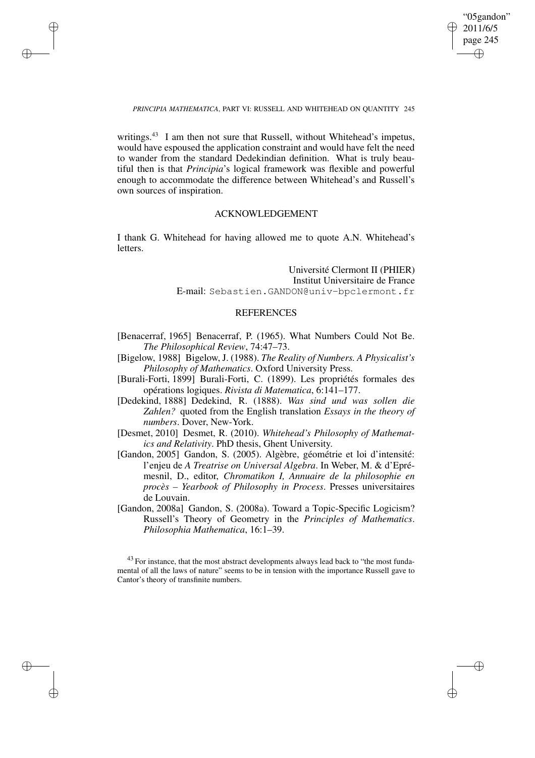writings.[43] I am then not sure that Russell, without Whitehead's impetus, would have espoused the application constraint and would have felt the need to wander from the standard Dedekindian definition. What is truly beautiful then is that *Principia*'s logical framework was flexible and powerful enough to accommodate the difference between Whitehead's and Russell's own sources of inspiration.

## ACKNOWLEDGEMENT

I thank G. Whitehead for having allowed me to quote A.N. Whitehead's letters.

Université Clermont II (PHIER)
Institut Universitaire de France
E-mail: Sebastien.GANDON@univ-bpclermont.fr

## REFERENCES

[Benacerraf, 1965] Benacerraf, P. (1965). What Numbers Could Not Be. *The Philosophical Review*, 74:47–73.

[Bigelow, 1988] Bigelow, J. (1988). *The Reality of Numbers. A Physicalist's Philosophy of Mathematics*. Oxford University Press.

[Burali-Forti, 1899] Burali-Forti, C. (1899). Les propriétés formales des opérations logiques. *Rivista di Matematica*, 6:141–177.

[Dedekind, 1888] Dedekind, R. (1888). *Was sind und was sollen die Zahlen?* quoted from the English translation *Essays in the theory of numbers*. Dover, New-York.

[Desmet, 2010] Desmet, R. (2010). *Whitehead's Philosophy of Mathematics and Relativity*. PhD thesis, Ghent University.

[Gandon, 2005] Gandon, S. (2005). Algèbre, géométrie et loi d'intensité: l'enjeu de *A Treatrise on Universal Algebra*. In Weber, M. & d'Eprémesnil, D., editor, *Chromatikon I, Annuaire de la philosophie en procès – Yearbook of Philosophy in Process*. Presses universitaires de Louvain.

[Gandon, 2008a] Gandon, S. (2008a). Toward a Topic-Specific Logicism? Russell's Theory of Geometry in the *Principles of Mathematics*. *Philosophia Mathematica*, 16:1–39.

[43] For instance, that the most abstract developments always lead back to "the most fundamental of all the laws of nature" seems to be in tension with the importance Russell gave to Cantor's theory of transfinite numbers.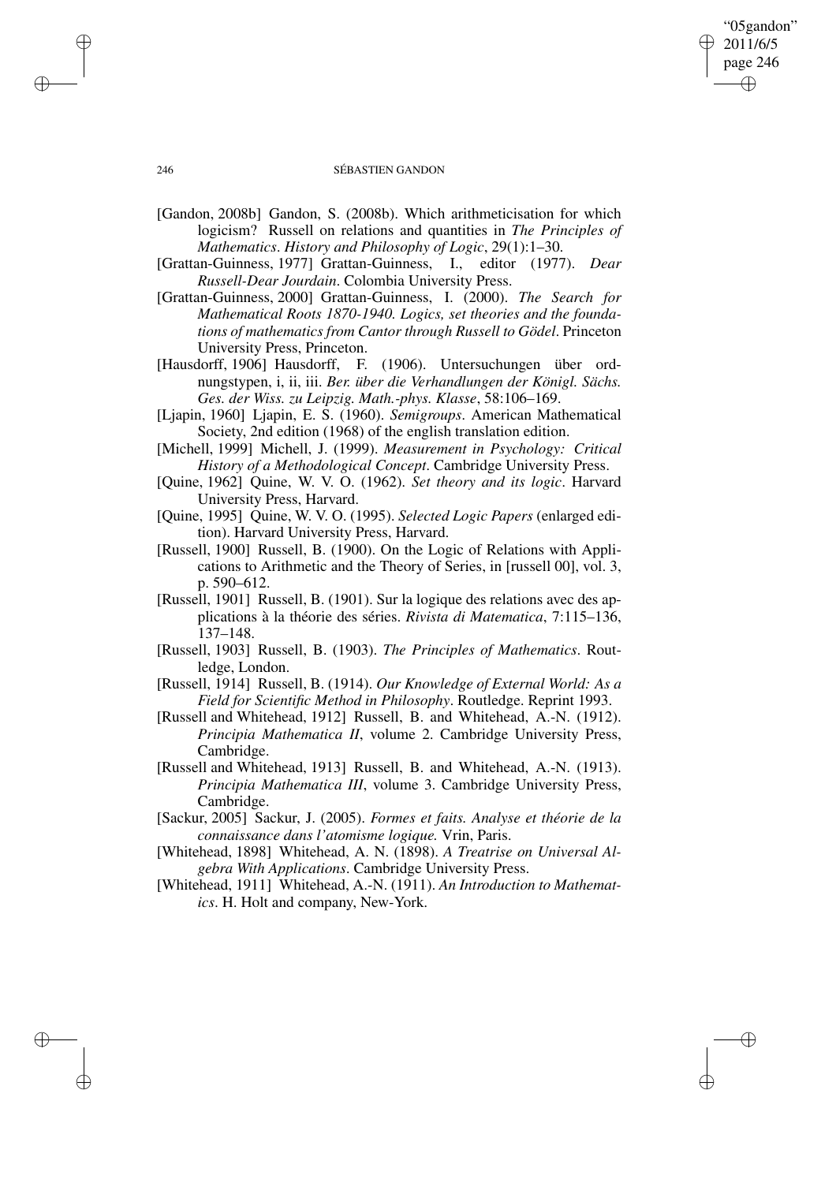[Gandon, 2008b] Gandon, S. (2008b). Which arithmeticisation for which logicism? Russell on relations and quantities in *The Principles of Mathematics*. *History and Philosophy of Logic*, 29(1):1–30.

[Grattan-Guinness, 1977] Grattan-Guinness, I., editor (1977). *Dear Russell-Dear Jourdain*. Colombia University Press.

[Grattan-Guinness, 2000] Grattan-Guinness, I. (2000). *The Search for Mathematical Roots 1870-1940. Logics, set theories and the foundations of mathematics from Cantor through Russell to Gödel*. Princeton University Press, Princeton.

[Hausdorff, 1906] Hausdorff, F. (1906). Untersuchungen über ordnungstypen, i, ii, iii. *Ber. über die Verhandlungen der Königl. Sächs. Ges. der Wiss. zu Leipzig. Math.-phys. Klasse*, 58:106–169.

[Ljapin, 1960] Ljapin, E. S. (1960). *Semigroups*. American Mathematical Society, 2nd edition (1968) of the english translation edition.

[Michell, 1999] Michell, J. (1999). *Measurement in Psychology: Critical History of a Methodological Concept*. Cambridge University Press.

[Quine, 1962] Quine, W. V. O. (1962). *Set theory and its logic*. Harvard University Press, Harvard.

[Quine, 1995] Quine, W. V. O. (1995). *Selected Logic Papers* (enlarged edition). Harvard University Press, Harvard.

[Russell, 1900] Russell, B. (1900). On the Logic of Relations with Applications to Arithmetic and the Theory of Series, in [russell 00], vol. 3, p. 590–612.

[Russell, 1901] Russell, B. (1901). Sur la logique des relations avec des applications à la théorie des séries. *Rivista di Matematica*, 7:115–136, 137–148.

[Russell, 1903] Russell, B. (1903). *The Principles of Mathematics*. Routledge, London.

[Russell, 1914] Russell, B. (1914). *Our Knowledge of External World: As a Field for Scientific Method in Philosophy*. Routledge. Reprint 1993.

[Russell and Whitehead, 1912] Russell, B. and Whitehead, A.-N. (1912). *Principia Mathematica II*, volume 2. Cambridge University Press, Cambridge.

[Russell and Whitehead, 1913] Russell, B. and Whitehead, A.-N. (1913). *Principia Mathematica III*, volume 3. Cambridge University Press, Cambridge.

[Sackur, 2005] Sackur, J. (2005). *Formes et faits. Analyse et théorie de la connaissance dans l'atomisme logique.* Vrin, Paris.

[Whitehead, 1898] Whitehead, A. N. (1898). *A Treatise on Universal Algebra With Applications*. Cambridge University Press.

[Whitehead, 1911] Whitehead, A.-N. (1911). *An Introduction to Mathematics*. H. Holt and company, New-York.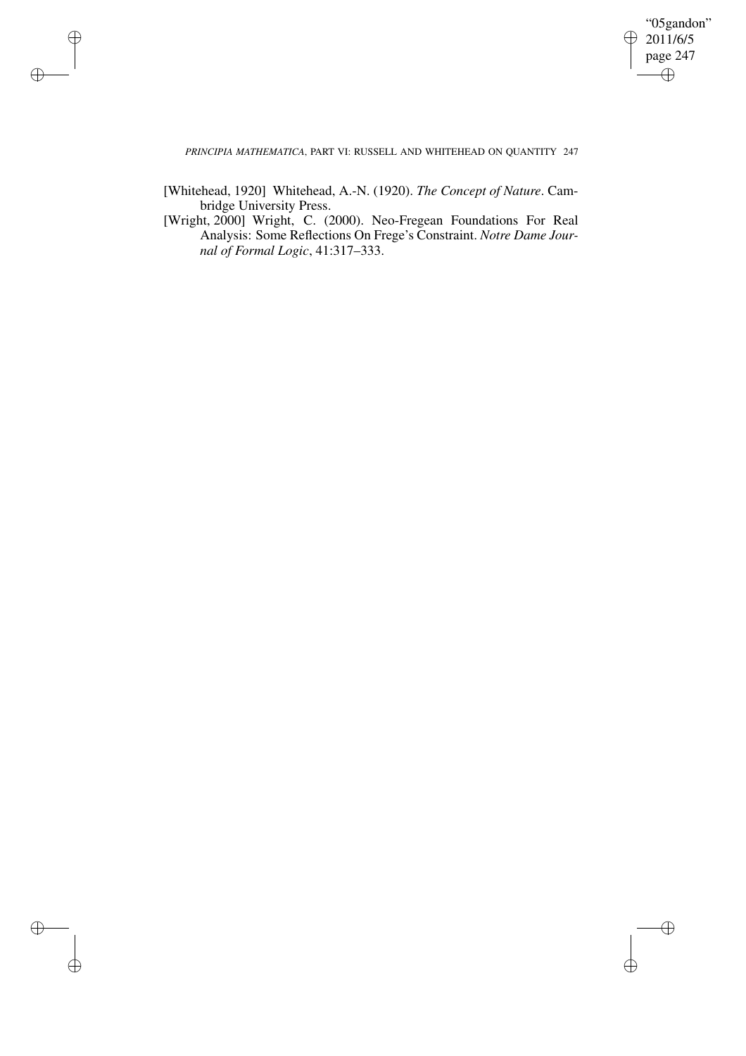[Whitehead, 1920] Whitehead, A.-N. (1920). *The Concept of Nature*. Cambridge University Press.

[Wright, 2000] Wright, C. (2000). Neo-Fregean Foundations For Real Analysis: Some Reflections On Frege's Constraint. *Notre Dame Journal of Formal Logic*, 41:317–333.